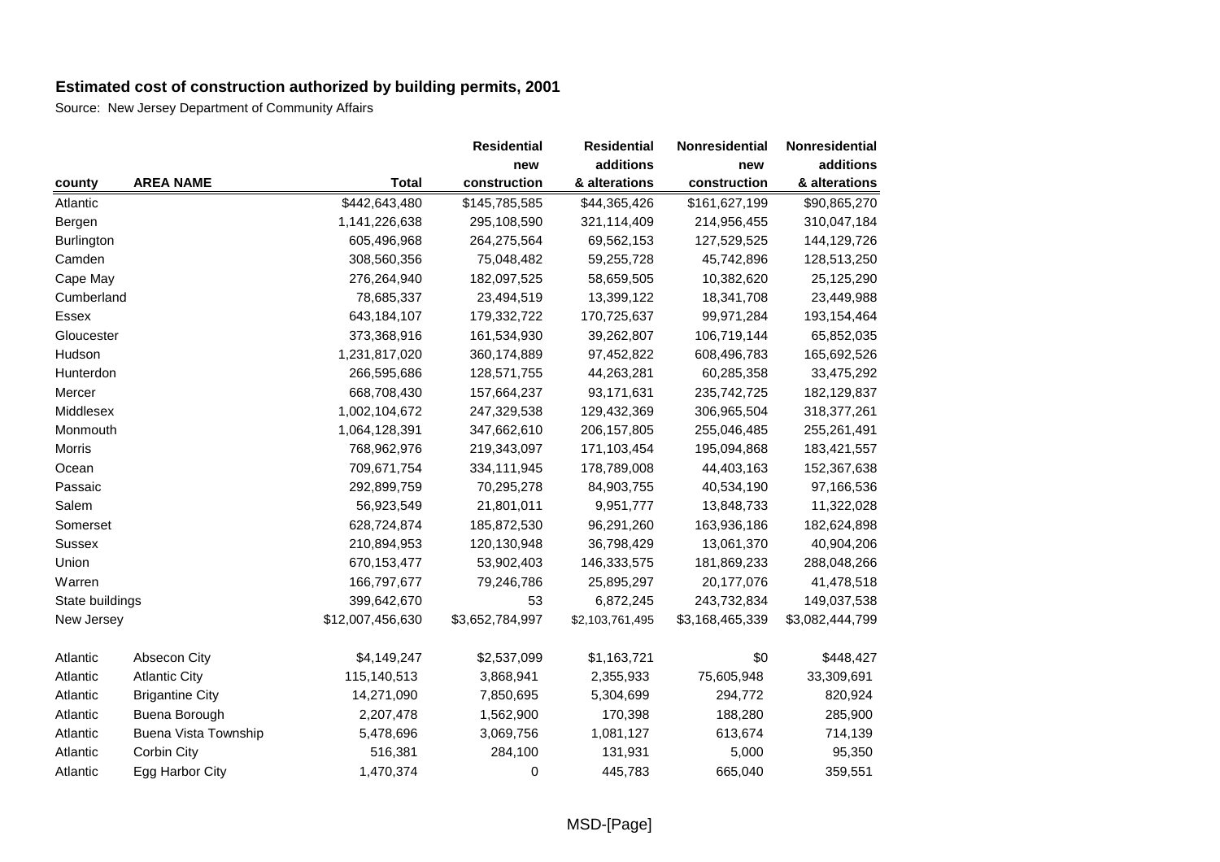**Estimated cost of construction authorized by building permits, 2001**

Source: New Jersey Department of Community Affairs

| county | AREA NAME | Total | Residential new construction | Residential additions & alterations | Nonresidential new construction | Nonresidential additions & alterations |
|---|---|---|---|---|---|---|
| Atlantic | | $442,643,480 | $145,785,585 | $44,365,426 | $161,627,199 | $90,865,270 |
| Bergen | | 1,141,226,638 | 295,108,590 | 321,114,409 | 214,956,455 | 310,047,184 |
| Burlington | | 605,496,968 | 264,275,564 | 69,562,153 | 127,529,525 | 144,129,726 |
| Camden | | 308,560,356 | 75,048,482 | 59,255,728 | 45,742,896 | 128,513,250 |
| Cape May | | 276,264,940 | 182,097,525 | 58,659,505 | 10,382,620 | 25,125,290 |
| Cumberland | | 78,685,337 | 23,494,519 | 13,399,122 | 18,341,708 | 23,449,988 |
| Essex | | 643,184,107 | 179,332,722 | 170,725,637 | 99,971,284 | 193,154,464 |
| Gloucester | | 373,368,916 | 161,534,930 | 39,262,807 | 106,719,144 | 65,852,035 |
| Hudson | | 1,231,817,020 | 360,174,889 | 97,452,822 | 608,496,783 | 165,692,526 |
| Hunterdon | | 266,595,686 | 128,571,755 | 44,263,281 | 60,285,358 | 33,475,292 |
| Mercer | | 668,708,430 | 157,664,237 | 93,171,631 | 235,742,725 | 182,129,837 |
| Middlesex | | 1,002,104,672 | 247,329,538 | 129,432,369 | 306,965,504 | 318,377,261 |
| Monmouth | | 1,064,128,391 | 347,662,610 | 206,157,805 | 255,046,485 | 255,261,491 |
| Morris | | 768,962,976 | 219,343,097 | 171,103,454 | 195,094,868 | 183,421,557 |
| Ocean | | 709,671,754 | 334,111,945 | 178,789,008 | 44,403,163 | 152,367,638 |
| Passaic | | 292,899,759 | 70,295,278 | 84,903,755 | 40,534,190 | 97,166,536 |
| Salem | | 56,923,549 | 21,801,011 | 9,951,777 | 13,848,733 | 11,322,028 |
| Somerset | | 628,724,874 | 185,872,530 | 96,291,260 | 163,936,186 | 182,624,898 |
| Sussex | | 210,894,953 | 120,130,948 | 36,798,429 | 13,061,370 | 40,904,206 |
| Union | | 670,153,477 | 53,902,403 | 146,333,575 | 181,869,233 | 288,048,266 |
| Warren | | 166,797,677 | 79,246,786 | 25,895,297 | 20,177,076 | 41,478,518 |
| State buildings | | 399,642,670 | 53 | 6,872,245 | 243,732,834 | 149,037,538 |
| New Jersey | | $12,007,456,630 | $3,652,784,997 | $2,103,761,495 | $3,168,465,339 | $3,082,444,799 |
| | | | | | | |
| Atlantic | Absecon City | $4,149,247 | $2,537,099 | $1,163,721 | $0 | $448,427 |
| Atlantic | Atlantic City | 115,140,513 | 3,868,941 | 2,355,933 | 75,605,948 | 33,309,691 |
| Atlantic | Brigantine City | 14,271,090 | 7,850,695 | 5,304,699 | 294,772 | 820,924 |
| Atlantic | Buena Borough | 2,207,478 | 1,562,900 | 170,398 | 188,280 | 285,900 |
| Atlantic | Buena Vista Township | 5,478,696 | 3,069,756 | 1,081,127 | 613,674 | 714,139 |
| Atlantic | Corbin City | 516,381 | 284,100 | 131,931 | 5,000 | 95,350 |
| Atlantic | Egg Harbor City | 1,470,374 | 0 | 445,783 | 665,040 | 359,551 |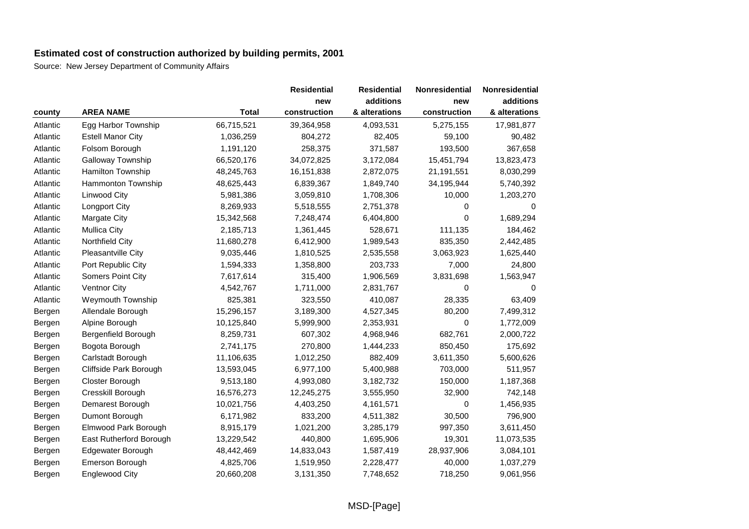## Estimated cost of construction authorized by building permits, 2001

Source: New Jersey Department of Community Affairs

| county | AREA NAME | Total | Residential new construction | Residential additions & alterations | Nonresidential new construction | Nonresidential additions & alterations |
|---|---|---|---|---|---|---|
| Atlantic | Egg Harbor Township | 66,715,521 | 39,364,958 | 4,093,531 | 5,275,155 | 17,981,877 |
| Atlantic | Estell Manor City | 1,036,259 | 804,272 | 82,405 | 59,100 | 90,482 |
| Atlantic | Folsom Borough | 1,191,120 | 258,375 | 371,587 | 193,500 | 367,658 |
| Atlantic | Galloway Township | 66,520,176 | 34,072,825 | 3,172,084 | 15,451,794 | 13,823,473 |
| Atlantic | Hamilton Township | 48,245,763 | 16,151,838 | 2,872,075 | 21,191,551 | 8,030,299 |
| Atlantic | Hammonton Township | 48,625,443 | 6,839,367 | 1,849,740 | 34,195,944 | 5,740,392 |
| Atlantic | Linwood City | 5,981,386 | 3,059,810 | 1,708,306 | 10,000 | 1,203,270 |
| Atlantic | Longport City | 8,269,933 | 5,518,555 | 2,751,378 | 0 | 0 |
| Atlantic | Margate City | 15,342,568 | 7,248,474 | 6,404,800 | 0 | 1,689,294 |
| Atlantic | Mullica City | 2,185,713 | 1,361,445 | 528,671 | 111,135 | 184,462 |
| Atlantic | Northfield City | 11,680,278 | 6,412,900 | 1,989,543 | 835,350 | 2,442,485 |
| Atlantic | Pleasantville City | 9,035,446 | 1,810,525 | 2,535,558 | 3,063,923 | 1,625,440 |
| Atlantic | Port Republic City | 1,594,333 | 1,358,800 | 203,733 | 7,000 | 24,800 |
| Atlantic | Somers Point City | 7,617,614 | 315,400 | 1,906,569 | 3,831,698 | 1,563,947 |
| Atlantic | Ventnor City | 4,542,767 | 1,711,000 | 2,831,767 | 0 | 0 |
| Atlantic | Weymouth Township | 825,381 | 323,550 | 410,087 | 28,335 | 63,409 |
| Bergen | Allendale Borough | 15,296,157 | 3,189,300 | 4,527,345 | 80,200 | 7,499,312 |
| Bergen | Alpine Borough | 10,125,840 | 5,999,900 | 2,353,931 | 0 | 1,772,009 |
| Bergen | Bergenfield Borough | 8,259,731 | 607,302 | 4,968,946 | 682,761 | 2,000,722 |
| Bergen | Bogota Borough | 2,741,175 | 270,800 | 1,444,233 | 850,450 | 175,692 |
| Bergen | Carlstadt Borough | 11,106,635 | 1,012,250 | 882,409 | 3,611,350 | 5,600,626 |
| Bergen | Cliffside Park Borough | 13,593,045 | 6,977,100 | 5,400,988 | 703,000 | 511,957 |
| Bergen | Closter Borough | 9,513,180 | 4,993,080 | 3,182,732 | 150,000 | 1,187,368 |
| Bergen | Cresskill Borough | 16,576,273 | 12,245,275 | 3,555,950 | 32,900 | 742,148 |
| Bergen | Demarest Borough | 10,021,756 | 4,403,250 | 4,161,571 | 0 | 1,456,935 |
| Bergen | Dumont Borough | 6,171,982 | 833,200 | 4,511,382 | 30,500 | 796,900 |
| Bergen | Elmwood Park Borough | 8,915,179 | 1,021,200 | 3,285,179 | 997,350 | 3,611,450 |
| Bergen | East Rutherford Borough | 13,229,542 | 440,800 | 1,695,906 | 19,301 | 11,073,535 |
| Bergen | Edgewater Borough | 48,442,469 | 14,833,043 | 1,587,419 | 28,937,906 | 3,084,101 |
| Bergen | Emerson Borough | 4,825,706 | 1,519,950 | 2,228,477 | 40,000 | 1,037,279 |
| Bergen | Englewood City | 20,660,208 | 3,131,350 | 7,748,652 | 718,250 | 9,061,956 |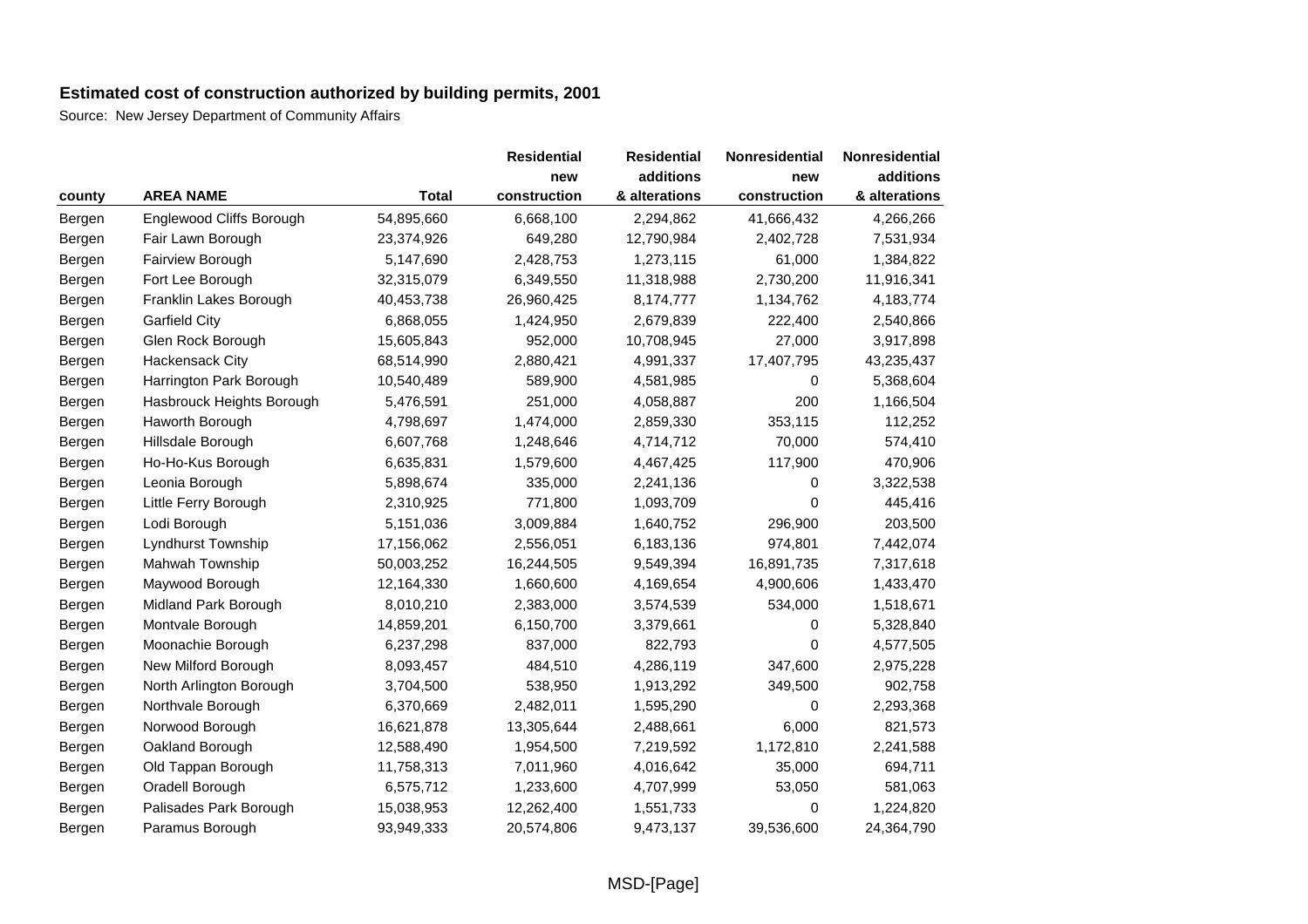## Estimated cost of construction authorized by building permits, 2001

Source: New Jersey Department of Community Affairs

| county | AREA NAME | Total | Residential new construction | Residential additions & alterations | Nonresidential new construction | Nonresidential additions & alterations |
|---|---|---|---|---|---|---|
| Bergen | Englewood Cliffs Borough | 54,895,660 | 6,668,100 | 2,294,862 | 41,666,432 | 4,266,266 |
| Bergen | Fair Lawn Borough | 23,374,926 | 649,280 | 12,790,984 | 2,402,728 | 7,531,934 |
| Bergen | Fairview Borough | 5,147,690 | 2,428,753 | 1,273,115 | 61,000 | 1,384,822 |
| Bergen | Fort Lee Borough | 32,315,079 | 6,349,550 | 11,318,988 | 2,730,200 | 11,916,341 |
| Bergen | Franklin Lakes Borough | 40,453,738 | 26,960,425 | 8,174,777 | 1,134,762 | 4,183,774 |
| Bergen | Garfield City | 6,868,055 | 1,424,950 | 2,679,839 | 222,400 | 2,540,866 |
| Bergen | Glen Rock Borough | 15,605,843 | 952,000 | 10,708,945 | 27,000 | 3,917,898 |
| Bergen | Hackensack City | 68,514,990 | 2,880,421 | 4,991,337 | 17,407,795 | 43,235,437 |
| Bergen | Harrington Park Borough | 10,540,489 | 589,900 | 4,581,985 | 0 | 5,368,604 |
| Bergen | Hasbrouck Heights Borough | 5,476,591 | 251,000 | 4,058,887 | 200 | 1,166,504 |
| Bergen | Haworth Borough | 4,798,697 | 1,474,000 | 2,859,330 | 353,115 | 112,252 |
| Bergen | Hillsdale Borough | 6,607,768 | 1,248,646 | 4,714,712 | 70,000 | 574,410 |
| Bergen | Ho-Ho-Kus Borough | 6,635,831 | 1,579,600 | 4,467,425 | 117,900 | 470,906 |
| Bergen | Leonia Borough | 5,898,674 | 335,000 | 2,241,136 | 0 | 3,322,538 |
| Bergen | Little Ferry Borough | 2,310,925 | 771,800 | 1,093,709 | 0 | 445,416 |
| Bergen | Lodi Borough | 5,151,036 | 3,009,884 | 1,640,752 | 296,900 | 203,500 |
| Bergen | Lyndhurst Township | 17,156,062 | 2,556,051 | 6,183,136 | 974,801 | 7,442,074 |
| Bergen | Mahwah Township | 50,003,252 | 16,244,505 | 9,549,394 | 16,891,735 | 7,317,618 |
| Bergen | Maywood Borough | 12,164,330 | 1,660,600 | 4,169,654 | 4,900,606 | 1,433,470 |
| Bergen | Midland Park Borough | 8,010,210 | 2,383,000 | 3,574,539 | 534,000 | 1,518,671 |
| Bergen | Montvale Borough | 14,859,201 | 6,150,700 | 3,379,661 | 0 | 5,328,840 |
| Bergen | Moonachie Borough | 6,237,298 | 837,000 | 822,793 | 0 | 4,577,505 |
| Bergen | New Milford Borough | 8,093,457 | 484,510 | 4,286,119 | 347,600 | 2,975,228 |
| Bergen | North Arlington Borough | 3,704,500 | 538,950 | 1,913,292 | 349,500 | 902,758 |
| Bergen | Northvale Borough | 6,370,669 | 2,482,011 | 1,595,290 | 0 | 2,293,368 |
| Bergen | Norwood Borough | 16,621,878 | 13,305,644 | 2,488,661 | 6,000 | 821,573 |
| Bergen | Oakland Borough | 12,588,490 | 1,954,500 | 7,219,592 | 1,172,810 | 2,241,588 |
| Bergen | Old Tappan Borough | 11,758,313 | 7,011,960 | 4,016,642 | 35,000 | 694,711 |
| Bergen | Oradell Borough | 6,575,712 | 1,233,600 | 4,707,999 | 53,050 | 581,063 |
| Bergen | Palisades Park Borough | 15,038,953 | 12,262,400 | 1,551,733 | 0 | 1,224,820 |
| Bergen | Paramus Borough | 93,949,333 | 20,574,806 | 9,473,137 | 39,536,600 | 24,364,790 |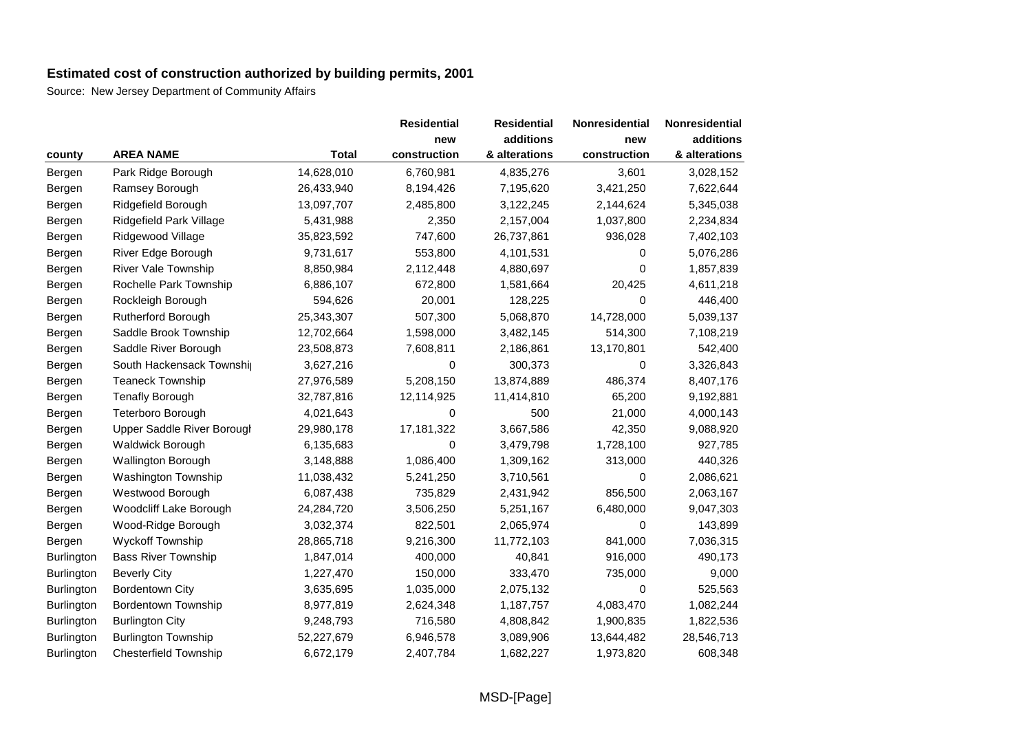**Estimated cost of construction authorized by building permits, 2001**

Source: New Jersey Department of Community Affairs

| county | AREA NAME | Total | Residential new construction | Residential additions & alterations | Nonresidential new construction | Nonresidential additions & alterations |
|---|---|---|---|---|---|---|
| Bergen | Park Ridge Borough | 14,628,010 | 6,760,981 | 4,835,276 | 3,601 | 3,028,152 |
| Bergen | Ramsey Borough | 26,433,940 | 8,194,426 | 7,195,620 | 3,421,250 | 7,622,644 |
| Bergen | Ridgefield Borough | 13,097,707 | 2,485,800 | 3,122,245 | 2,144,624 | 5,345,038 |
| Bergen | Ridgefield Park Village | 5,431,988 | 2,350 | 2,157,004 | 1,037,800 | 2,234,834 |
| Bergen | Ridgewood Village | 35,823,592 | 747,600 | 26,737,861 | 936,028 | 7,402,103 |
| Bergen | River Edge Borough | 9,731,617 | 553,800 | 4,101,531 | 0 | 5,076,286 |
| Bergen | River Vale Township | 8,850,984 | 2,112,448 | 4,880,697 | 0 | 1,857,839 |
| Bergen | Rochelle Park Township | 6,886,107 | 672,800 | 1,581,664 | 20,425 | 4,611,218 |
| Bergen | Rockleigh Borough | 594,626 | 20,001 | 128,225 | 0 | 446,400 |
| Bergen | Rutherford Borough | 25,343,307 | 507,300 | 5,068,870 | 14,728,000 | 5,039,137 |
| Bergen | Saddle Brook Township | 12,702,664 | 1,598,000 | 3,482,145 | 514,300 | 7,108,219 |
| Bergen | Saddle River Borough | 23,508,873 | 7,608,811 | 2,186,861 | 13,170,801 | 542,400 |
| Bergen | South Hackensack Townshi | 3,627,216 | 0 | 300,373 | 0 | 3,326,843 |
| Bergen | Teaneck Township | 27,976,589 | 5,208,150 | 13,874,889 | 486,374 | 8,407,176 |
| Bergen | Tenafly Borough | 32,787,816 | 12,114,925 | 11,414,810 | 65,200 | 9,192,881 |
| Bergen | Teterboro Borough | 4,021,643 | 0 | 500 | 21,000 | 4,000,143 |
| Bergen | Upper Saddle River Borough | 29,980,178 | 17,181,322 | 3,667,586 | 42,350 | 9,088,920 |
| Bergen | Waldwick Borough | 6,135,683 | 0 | 3,479,798 | 1,728,100 | 927,785 |
| Bergen | Wallington Borough | 3,148,888 | 1,086,400 | 1,309,162 | 313,000 | 440,326 |
| Bergen | Washington Township | 11,038,432 | 5,241,250 | 3,710,561 | 0 | 2,086,621 |
| Bergen | Westwood Borough | 6,087,438 | 735,829 | 2,431,942 | 856,500 | 2,063,167 |
| Bergen | Woodcliff Lake Borough | 24,284,720 | 3,506,250 | 5,251,167 | 6,480,000 | 9,047,303 |
| Bergen | Wood-Ridge Borough | 3,032,374 | 822,501 | 2,065,974 | 0 | 143,899 |
| Bergen | Wyckoff Township | 28,865,718 | 9,216,300 | 11,772,103 | 841,000 | 7,036,315 |
| Burlington | Bass River Township | 1,847,014 | 400,000 | 40,841 | 916,000 | 490,173 |
| Burlington | Beverly City | 1,227,470 | 150,000 | 333,470 | 735,000 | 9,000 |
| Burlington | Bordentown City | 3,635,695 | 1,035,000 | 2,075,132 | 0 | 525,563 |
| Burlington | Bordentown Township | 8,977,819 | 2,624,348 | 1,187,757 | 4,083,470 | 1,082,244 |
| Burlington | Burlington City | 9,248,793 | 716,580 | 4,808,842 | 1,900,835 | 1,822,536 |
| Burlington | Burlington Township | 52,227,679 | 6,946,578 | 3,089,906 | 13,644,482 | 28,546,713 |
| Burlington | Chesterfield Township | 6,672,179 | 2,407,784 | 1,682,227 | 1,973,820 | 608,348 |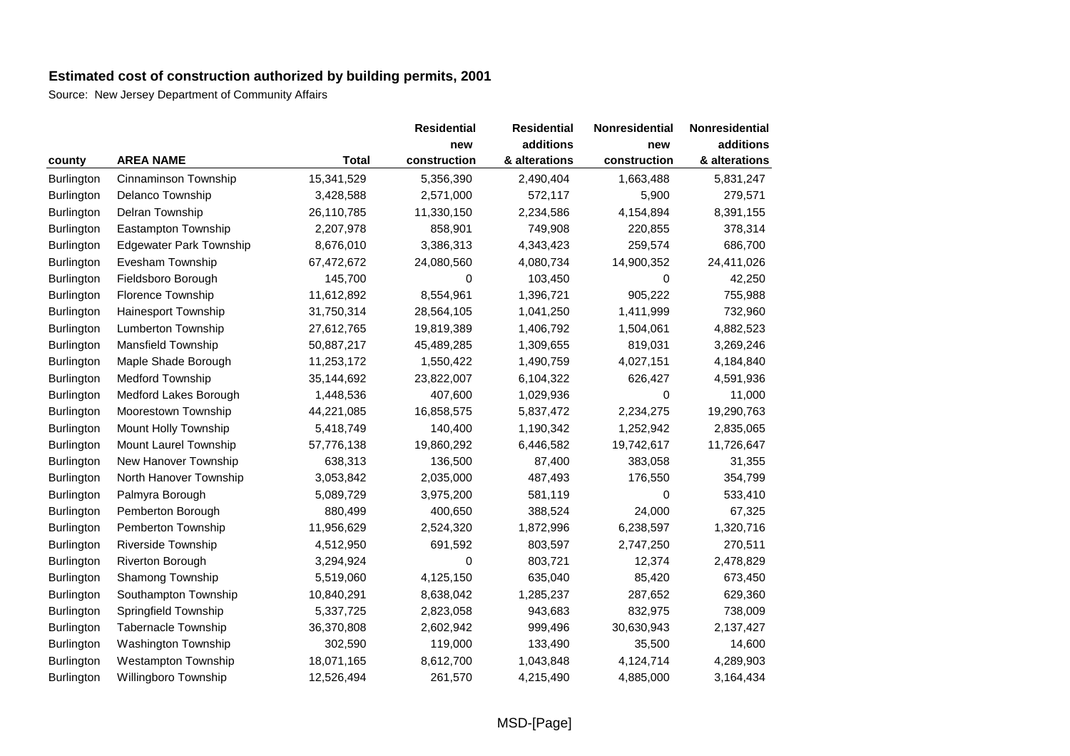## Estimated cost of construction authorized by building permits, 2001

Source: New Jersey Department of Community Affairs

| county | AREA NAME | Total | Residential new construction | Residential additions & alterations | Nonresidential new construction | Nonresidential additions & alterations |
|---|---|---|---|---|---|---|
| Burlington | Cinnaminson Township | 15,341,529 | 5,356,390 | 2,490,404 | 1,663,488 | 5,831,247 |
| Burlington | Delanco Township | 3,428,588 | 2,571,000 | 572,117 | 5,900 | 279,571 |
| Burlington | Delran Township | 26,110,785 | 11,330,150 | 2,234,586 | 4,154,894 | 8,391,155 |
| Burlington | Eastampton Township | 2,207,978 | 858,901 | 749,908 | 220,855 | 378,314 |
| Burlington | Edgewater Park Township | 8,676,010 | 3,386,313 | 4,343,423 | 259,574 | 686,700 |
| Burlington | Evesham Township | 67,472,672 | 24,080,560 | 4,080,734 | 14,900,352 | 24,411,026 |
| Burlington | Fieldsboro Borough | 145,700 | 0 | 103,450 | 0 | 42,250 |
| Burlington | Florence Township | 11,612,892 | 8,554,961 | 1,396,721 | 905,222 | 755,988 |
| Burlington | Hainesport Township | 31,750,314 | 28,564,105 | 1,041,250 | 1,411,999 | 732,960 |
| Burlington | Lumberton Township | 27,612,765 | 19,819,389 | 1,406,792 | 1,504,061 | 4,882,523 |
| Burlington | Mansfield Township | 50,887,217 | 45,489,285 | 1,309,655 | 819,031 | 3,269,246 |
| Burlington | Maple Shade Borough | 11,253,172 | 1,550,422 | 1,490,759 | 4,027,151 | 4,184,840 |
| Burlington | Medford Township | 35,144,692 | 23,822,007 | 6,104,322 | 626,427 | 4,591,936 |
| Burlington | Medford Lakes Borough | 1,448,536 | 407,600 | 1,029,936 | 0 | 11,000 |
| Burlington | Moorestown Township | 44,221,085 | 16,858,575 | 5,837,472 | 2,234,275 | 19,290,763 |
| Burlington | Mount Holly Township | 5,418,749 | 140,400 | 1,190,342 | 1,252,942 | 2,835,065 |
| Burlington | Mount Laurel Township | 57,776,138 | 19,860,292 | 6,446,582 | 19,742,617 | 11,726,647 |
| Burlington | New Hanover Township | 638,313 | 136,500 | 87,400 | 383,058 | 31,355 |
| Burlington | North Hanover Township | 3,053,842 | 2,035,000 | 487,493 | 176,550 | 354,799 |
| Burlington | Palmyra Borough | 5,089,729 | 3,975,200 | 581,119 | 0 | 533,410 |
| Burlington | Pemberton Borough | 880,499 | 400,650 | 388,524 | 24,000 | 67,325 |
| Burlington | Pemberton Township | 11,956,629 | 2,524,320 | 1,872,996 | 6,238,597 | 1,320,716 |
| Burlington | Riverside Township | 4,512,950 | 691,592 | 803,597 | 2,747,250 | 270,511 |
| Burlington | Riverton Borough | 3,294,924 | 0 | 803,721 | 12,374 | 2,478,829 |
| Burlington | Shamong Township | 5,519,060 | 4,125,150 | 635,040 | 85,420 | 673,450 |
| Burlington | Southampton Township | 10,840,291 | 8,638,042 | 1,285,237 | 287,652 | 629,360 |
| Burlington | Springfield Township | 5,337,725 | 2,823,058 | 943,683 | 832,975 | 738,009 |
| Burlington | Tabernacle Township | 36,370,808 | 2,602,942 | 999,496 | 30,630,943 | 2,137,427 |
| Burlington | Washington Township | 302,590 | 119,000 | 133,490 | 35,500 | 14,600 |
| Burlington | Westampton Township | 18,071,165 | 8,612,700 | 1,043,848 | 4,124,714 | 4,289,903 |
| Burlington | Willingboro Township | 12,526,494 | 261,570 | 4,215,490 | 4,885,000 | 3,164,434 |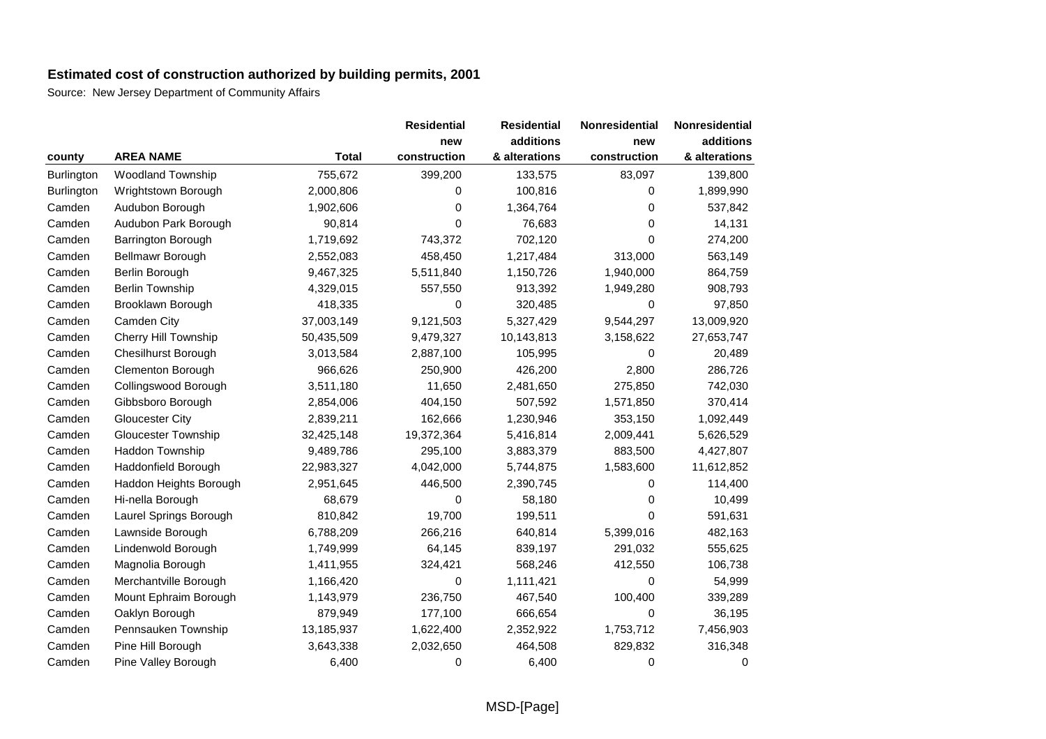# Estimated cost of construction authorized by building permits, 2001

Source: New Jersey Department of Community Affairs

| county | AREA NAME | Total | Residential new construction | Residential additions & alterations | Nonresidential new construction | Nonresidential additions & alterations |
|---|---|---|---|---|---|---|
| Burlington | Woodland Township | 755,672 | 399,200 | 133,575 | 83,097 | 139,800 |
| Burlington | Wrightstown Borough | 2,000,806 | 0 | 100,816 | 0 | 1,899,990 |
| Camden | Audubon Borough | 1,902,606 | 0 | 1,364,764 | 0 | 537,842 |
| Camden | Audubon Park Borough | 90,814 | 0 | 76,683 | 0 | 14,131 |
| Camden | Barrington Borough | 1,719,692 | 743,372 | 702,120 | 0 | 274,200 |
| Camden | Bellmawr Borough | 2,552,083 | 458,450 | 1,217,484 | 313,000 | 563,149 |
| Camden | Berlin Borough | 9,467,325 | 5,511,840 | 1,150,726 | 1,940,000 | 864,759 |
| Camden | Berlin Township | 4,329,015 | 557,550 | 913,392 | 1,949,280 | 908,793 |
| Camden | Brooklawn Borough | 418,335 | 0 | 320,485 | 0 | 97,850 |
| Camden | Camden City | 37,003,149 | 9,121,503 | 5,327,429 | 9,544,297 | 13,009,920 |
| Camden | Cherry Hill Township | 50,435,509 | 9,479,327 | 10,143,813 | 3,158,622 | 27,653,747 |
| Camden | Chesilhurst Borough | 3,013,584 | 2,887,100 | 105,995 | 0 | 20,489 |
| Camden | Clementon Borough | 966,626 | 250,900 | 426,200 | 2,800 | 286,726 |
| Camden | Collingswood Borough | 3,511,180 | 11,650 | 2,481,650 | 275,850 | 742,030 |
| Camden | Gibbsboro Borough | 2,854,006 | 404,150 | 507,592 | 1,571,850 | 370,414 |
| Camden | Gloucester City | 2,839,211 | 162,666 | 1,230,946 | 353,150 | 1,092,449 |
| Camden | Gloucester Township | 32,425,148 | 19,372,364 | 5,416,814 | 2,009,441 | 5,626,529 |
| Camden | Haddon Township | 9,489,786 | 295,100 | 3,883,379 | 883,500 | 4,427,807 |
| Camden | Haddonfield Borough | 22,983,327 | 4,042,000 | 5,744,875 | 1,583,600 | 11,612,852 |
| Camden | Haddon Heights Borough | 2,951,645 | 446,500 | 2,390,745 | 0 | 114,400 |
| Camden | Hi-nella Borough | 68,679 | 0 | 58,180 | 0 | 10,499 |
| Camden | Laurel Springs Borough | 810,842 | 19,700 | 199,511 | 0 | 591,631 |
| Camden | Lawnside Borough | 6,788,209 | 266,216 | 640,814 | 5,399,016 | 482,163 |
| Camden | Lindenwold Borough | 1,749,999 | 64,145 | 839,197 | 291,032 | 555,625 |
| Camden | Magnolia Borough | 1,411,955 | 324,421 | 568,246 | 412,550 | 106,738 |
| Camden | Merchantville Borough | 1,166,420 | 0 | 1,111,421 | 0 | 54,999 |
| Camden | Mount Ephraim Borough | 1,143,979 | 236,750 | 467,540 | 100,400 | 339,289 |
| Camden | Oaklyn Borough | 879,949 | 177,100 | 666,654 | 0 | 36,195 |
| Camden | Pennsauken Township | 13,185,937 | 1,622,400 | 2,352,922 | 1,753,712 | 7,456,903 |
| Camden | Pine Hill Borough | 3,643,338 | 2,032,650 | 464,508 | 829,832 | 316,348 |
| Camden | Pine Valley Borough | 6,400 | 0 | 6,400 | 0 | 0 |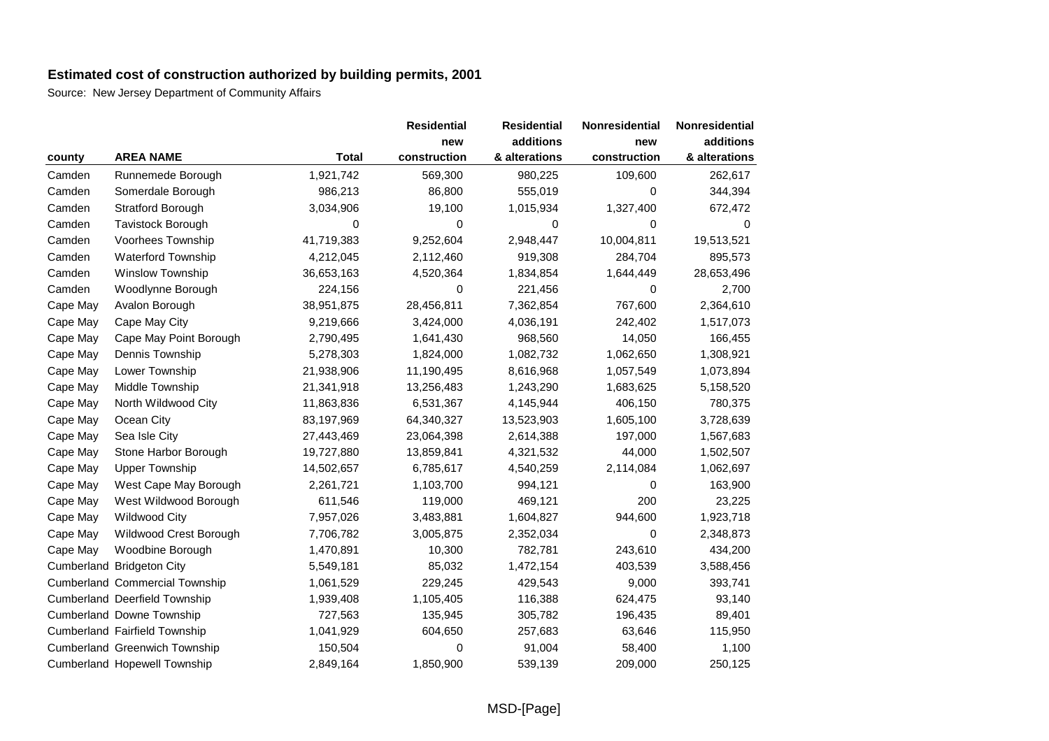## Estimated cost of construction authorized by building permits, 2001

Source: New Jersey Department of Community Affairs

| county | AREA NAME | Total | Residential new construction | Residential additions & alterations | Nonresidential new construction | Nonresidential additions & alterations |
|---|---|---|---|---|---|---|
| Camden | Runnemede Borough | 1,921,742 | 569,300 | 980,225 | 109,600 | 262,617 |
| Camden | Somerdale Borough | 986,213 | 86,800 | 555,019 | 0 | 344,394 |
| Camden | Stratford Borough | 3,034,906 | 19,100 | 1,015,934 | 1,327,400 | 672,472 |
| Camden | Tavistock Borough | 0 | 0 | 0 | 0 | 0 |
| Camden | Voorhees Township | 41,719,383 | 9,252,604 | 2,948,447 | 10,004,811 | 19,513,521 |
| Camden | Waterford Township | 4,212,045 | 2,112,460 | 919,308 | 284,704 | 895,573 |
| Camden | Winslow Township | 36,653,163 | 4,520,364 | 1,834,854 | 1,644,449 | 28,653,496 |
| Camden | Woodlynne Borough | 224,156 | 0 | 221,456 | 0 | 2,700 |
| Cape May | Avalon Borough | 38,951,875 | 28,456,811 | 7,362,854 | 767,600 | 2,364,610 |
| Cape May | Cape May City | 9,219,666 | 3,424,000 | 4,036,191 | 242,402 | 1,517,073 |
| Cape May | Cape May Point Borough | 2,790,495 | 1,641,430 | 968,560 | 14,050 | 166,455 |
| Cape May | Dennis Township | 5,278,303 | 1,824,000 | 1,082,732 | 1,062,650 | 1,308,921 |
| Cape May | Lower Township | 21,938,906 | 11,190,495 | 8,616,968 | 1,057,549 | 1,073,894 |
| Cape May | Middle Township | 21,341,918 | 13,256,483 | 1,243,290 | 1,683,625 | 5,158,520 |
| Cape May | North Wildwood City | 11,863,836 | 6,531,367 | 4,145,944 | 406,150 | 780,375 |
| Cape May | Ocean City | 83,197,969 | 64,340,327 | 13,523,903 | 1,605,100 | 3,728,639 |
| Cape May | Sea Isle City | 27,443,469 | 23,064,398 | 2,614,388 | 197,000 | 1,567,683 |
| Cape May | Stone Harbor Borough | 19,727,880 | 13,859,841 | 4,321,532 | 44,000 | 1,502,507 |
| Cape May | Upper Township | 14,502,657 | 6,785,617 | 4,540,259 | 2,114,084 | 1,062,697 |
| Cape May | West Cape May Borough | 2,261,721 | 1,103,700 | 994,121 | 0 | 163,900 |
| Cape May | West Wildwood Borough | 611,546 | 119,000 | 469,121 | 200 | 23,225 |
| Cape May | Wildwood City | 7,957,026 | 3,483,881 | 1,604,827 | 944,600 | 1,923,718 |
| Cape May | Wildwood Crest Borough | 7,706,782 | 3,005,875 | 2,352,034 | 0 | 2,348,873 |
| Cape May | Woodbine Borough | 1,470,891 | 10,300 | 782,781 | 243,610 | 434,200 |
| Cumberland | Bridgeton City | 5,549,181 | 85,032 | 1,472,154 | 403,539 | 3,588,456 |
| Cumberland | Commercial Township | 1,061,529 | 229,245 | 429,543 | 9,000 | 393,741 |
| Cumberland | Deerfield Township | 1,939,408 | 1,105,405 | 116,388 | 624,475 | 93,140 |
| Cumberland | Downe Township | 727,563 | 135,945 | 305,782 | 196,435 | 89,401 |
| Cumberland | Fairfield Township | 1,041,929 | 604,650 | 257,683 | 63,646 | 115,950 |
| Cumberland | Greenwich Township | 150,504 | 0 | 91,004 | 58,400 | 1,100 |
| Cumberland | Hopewell Township | 2,849,164 | 1,850,900 | 539,139 | 209,000 | 250,125 |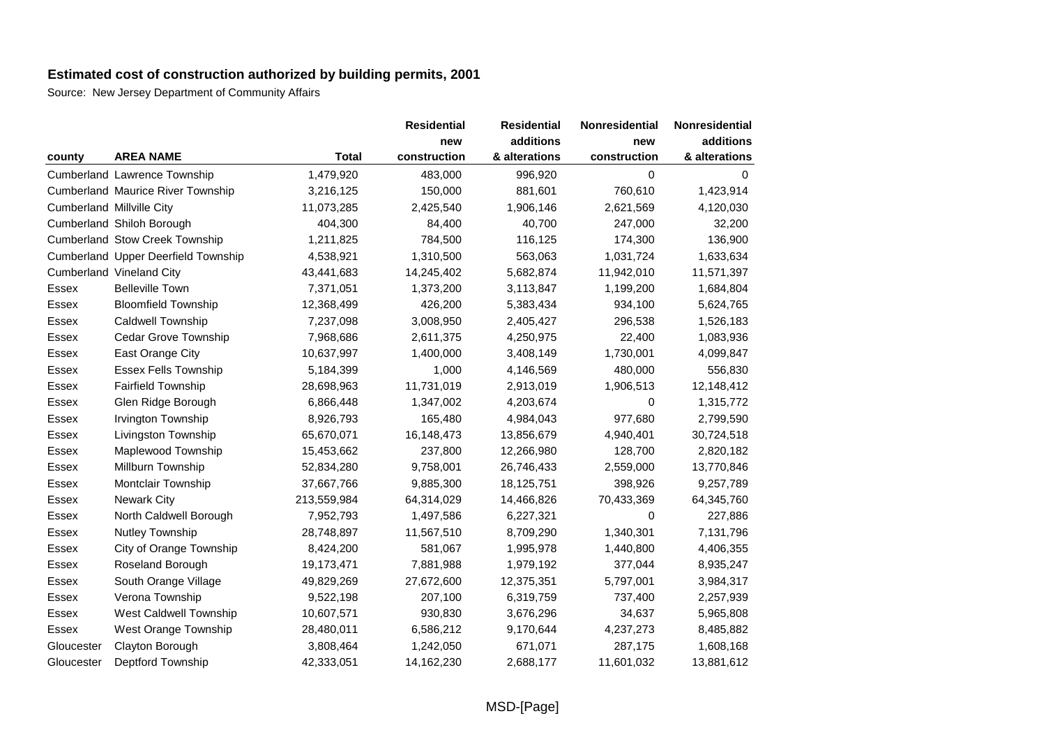## Estimated cost of construction authorized by building permits, 2001

Source: New Jersey Department of Community Affairs

| county | AREA NAME | Total | Residential new construction | Residential additions & alterations | Nonresidential new construction | Nonresidential additions & alterations |
|---|---|---|---|---|---|---|
| Cumberland | Lawrence Township | 1,479,920 | 483,000 | 996,920 | 0 | 0 |
| Cumberland | Maurice River Township | 3,216,125 | 150,000 | 881,601 | 760,610 | 1,423,914 |
| Cumberland | Millville City | 11,073,285 | 2,425,540 | 1,906,146 | 2,621,569 | 4,120,030 |
| Cumberland | Shiloh Borough | 404,300 | 84,400 | 40,700 | 247,000 | 32,200 |
| Cumberland | Stow Creek Township | 1,211,825 | 784,500 | 116,125 | 174,300 | 136,900 |
| Cumberland | Upper Deerfield Township | 4,538,921 | 1,310,500 | 563,063 | 1,031,724 | 1,633,634 |
| Cumberland | Vineland City | 43,441,683 | 14,245,402 | 5,682,874 | 11,942,010 | 11,571,397 |
| Essex | Belleville Town | 7,371,051 | 1,373,200 | 3,113,847 | 1,199,200 | 1,684,804 |
| Essex | Bloomfield Township | 12,368,499 | 426,200 | 5,383,434 | 934,100 | 5,624,765 |
| Essex | Caldwell Township | 7,237,098 | 3,008,950 | 2,405,427 | 296,538 | 1,526,183 |
| Essex | Cedar Grove Township | 7,968,686 | 2,611,375 | 4,250,975 | 22,400 | 1,083,936 |
| Essex | East Orange City | 10,637,997 | 1,400,000 | 3,408,149 | 1,730,001 | 4,099,847 |
| Essex | Essex Fells Township | 5,184,399 | 1,000 | 4,146,569 | 480,000 | 556,830 |
| Essex | Fairfield Township | 28,698,963 | 11,731,019 | 2,913,019 | 1,906,513 | 12,148,412 |
| Essex | Glen Ridge Borough | 6,866,448 | 1,347,002 | 4,203,674 | 0 | 1,315,772 |
| Essex | Irvington Township | 8,926,793 | 165,480 | 4,984,043 | 977,680 | 2,799,590 |
| Essex | Livingston Township | 65,670,071 | 16,148,473 | 13,856,679 | 4,940,401 | 30,724,518 |
| Essex | Maplewood Township | 15,453,662 | 237,800 | 12,266,980 | 128,700 | 2,820,182 |
| Essex | Millburn Township | 52,834,280 | 9,758,001 | 26,746,433 | 2,559,000 | 13,770,846 |
| Essex | Montclair Township | 37,667,766 | 9,885,300 | 18,125,751 | 398,926 | 9,257,789 |
| Essex | Newark City | 213,559,984 | 64,314,029 | 14,466,826 | 70,433,369 | 64,345,760 |
| Essex | North Caldwell Borough | 7,952,793 | 1,497,586 | 6,227,321 | 0 | 227,886 |
| Essex | Nutley Township | 28,748,897 | 11,567,510 | 8,709,290 | 1,340,301 | 7,131,796 |
| Essex | City of Orange Township | 8,424,200 | 581,067 | 1,995,978 | 1,440,800 | 4,406,355 |
| Essex | Roseland Borough | 19,173,471 | 7,881,988 | 1,979,192 | 377,044 | 8,935,247 |
| Essex | South Orange Village | 49,829,269 | 27,672,600 | 12,375,351 | 5,797,001 | 3,984,317 |
| Essex | Verona Township | 9,522,198 | 207,100 | 6,319,759 | 737,400 | 2,257,939 |
| Essex | West Caldwell Township | 10,607,571 | 930,830 | 3,676,296 | 34,637 | 5,965,808 |
| Essex | West Orange Township | 28,480,011 | 6,586,212 | 9,170,644 | 4,237,273 | 8,485,882 |
| Gloucester | Clayton Borough | 3,808,464 | 1,242,050 | 671,071 | 287,175 | 1,608,168 |
| Gloucester | Deptford Township | 42,333,051 | 14,162,230 | 2,688,177 | 11,601,032 | 13,881,612 |

MSD-[Page]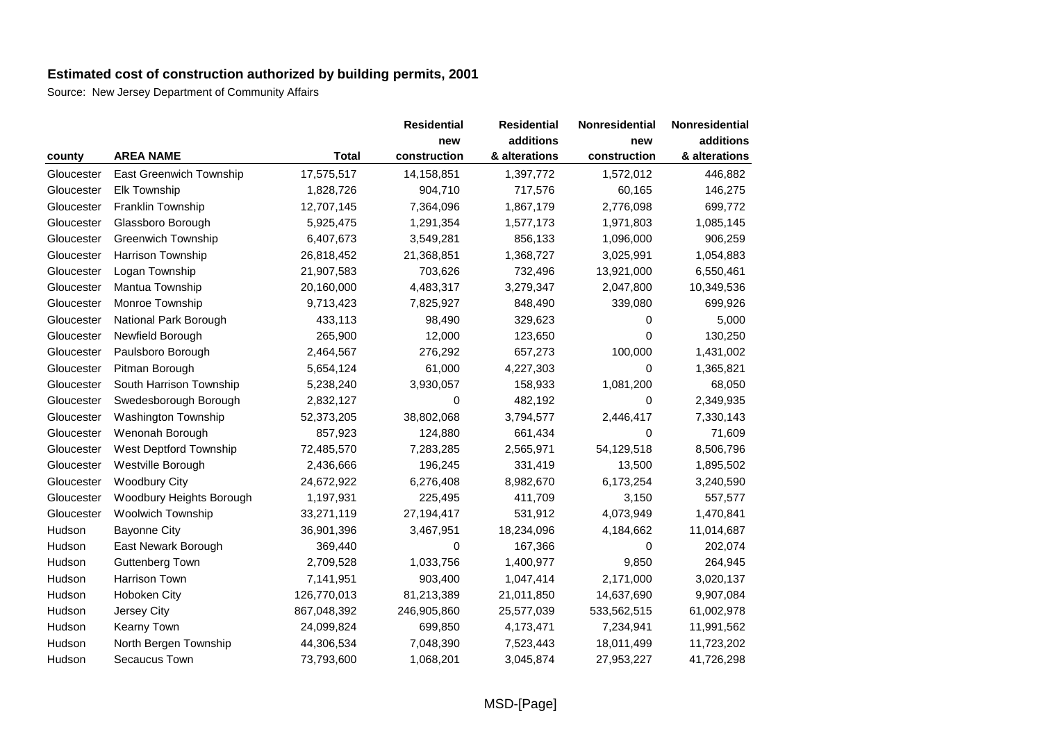# Estimated cost of construction authorized by building permits, 2001

Source: New Jersey Department of Community Affairs

| county | AREA NAME | Total | Residential new construction | Residential additions & alterations | Nonresidential new construction | Nonresidential additions & alterations |
|---|---|---|---|---|---|---|
| Gloucester | East Greenwich Township | 17,575,517 | 14,158,851 | 1,397,772 | 1,572,012 | 446,882 |
| Gloucester | Elk Township | 1,828,726 | 904,710 | 717,576 | 60,165 | 146,275 |
| Gloucester | Franklin Township | 12,707,145 | 7,364,096 | 1,867,179 | 2,776,098 | 699,772 |
| Gloucester | Glassboro Borough | 5,925,475 | 1,291,354 | 1,577,173 | 1,971,803 | 1,085,145 |
| Gloucester | Greenwich Township | 6,407,673 | 3,549,281 | 856,133 | 1,096,000 | 906,259 |
| Gloucester | Harrison Township | 26,818,452 | 21,368,851 | 1,368,727 | 3,025,991 | 1,054,883 |
| Gloucester | Logan Township | 21,907,583 | 703,626 | 732,496 | 13,921,000 | 6,550,461 |
| Gloucester | Mantua Township | 20,160,000 | 4,483,317 | 3,279,347 | 2,047,800 | 10,349,536 |
| Gloucester | Monroe Township | 9,713,423 | 7,825,927 | 848,490 | 339,080 | 699,926 |
| Gloucester | National Park Borough | 433,113 | 98,490 | 329,623 | 0 | 5,000 |
| Gloucester | Newfield Borough | 265,900 | 12,000 | 123,650 | 0 | 130,250 |
| Gloucester | Paulsboro Borough | 2,464,567 | 276,292 | 657,273 | 100,000 | 1,431,002 |
| Gloucester | Pitman Borough | 5,654,124 | 61,000 | 4,227,303 | 0 | 1,365,821 |
| Gloucester | South Harrison Township | 5,238,240 | 3,930,057 | 158,933 | 1,081,200 | 68,050 |
| Gloucester | Swedesborough Borough | 2,832,127 | 0 | 482,192 | 0 | 2,349,935 |
| Gloucester | Washington Township | 52,373,205 | 38,802,068 | 3,794,577 | 2,446,417 | 7,330,143 |
| Gloucester | Wenonah Borough | 857,923 | 124,880 | 661,434 | 0 | 71,609 |
| Gloucester | West Deptford Township | 72,485,570 | 7,283,285 | 2,565,971 | 54,129,518 | 8,506,796 |
| Gloucester | Westville Borough | 2,436,666 | 196,245 | 331,419 | 13,500 | 1,895,502 |
| Gloucester | Woodbury City | 24,672,922 | 6,276,408 | 8,982,670 | 6,173,254 | 3,240,590 |
| Gloucester | Woodbury Heights Borough | 1,197,931 | 225,495 | 411,709 | 3,150 | 557,577 |
| Gloucester | Woolwich Township | 33,271,119 | 27,194,417 | 531,912 | 4,073,949 | 1,470,841 |
| Hudson | Bayonne City | 36,901,396 | 3,467,951 | 18,234,096 | 4,184,662 | 11,014,687 |
| Hudson | East Newark Borough | 369,440 | 0 | 167,366 | 0 | 202,074 |
| Hudson | Guttenberg Town | 2,709,528 | 1,033,756 | 1,400,977 | 9,850 | 264,945 |
| Hudson | Harrison Town | 7,141,951 | 903,400 | 1,047,414 | 2,171,000 | 3,020,137 |
| Hudson | Hoboken City | 126,770,013 | 81,213,389 | 21,011,850 | 14,637,690 | 9,907,084 |
| Hudson | Jersey City | 867,048,392 | 246,905,860 | 25,577,039 | 533,562,515 | 61,002,978 |
| Hudson | Kearny Town | 24,099,824 | 699,850 | 4,173,471 | 7,234,941 | 11,991,562 |
| Hudson | North Bergen Township | 44,306,534 | 7,048,390 | 7,523,443 | 18,011,499 | 11,723,202 |
| Hudson | Secaucus Town | 73,793,600 | 1,068,201 | 3,045,874 | 27,953,227 | 41,726,298 |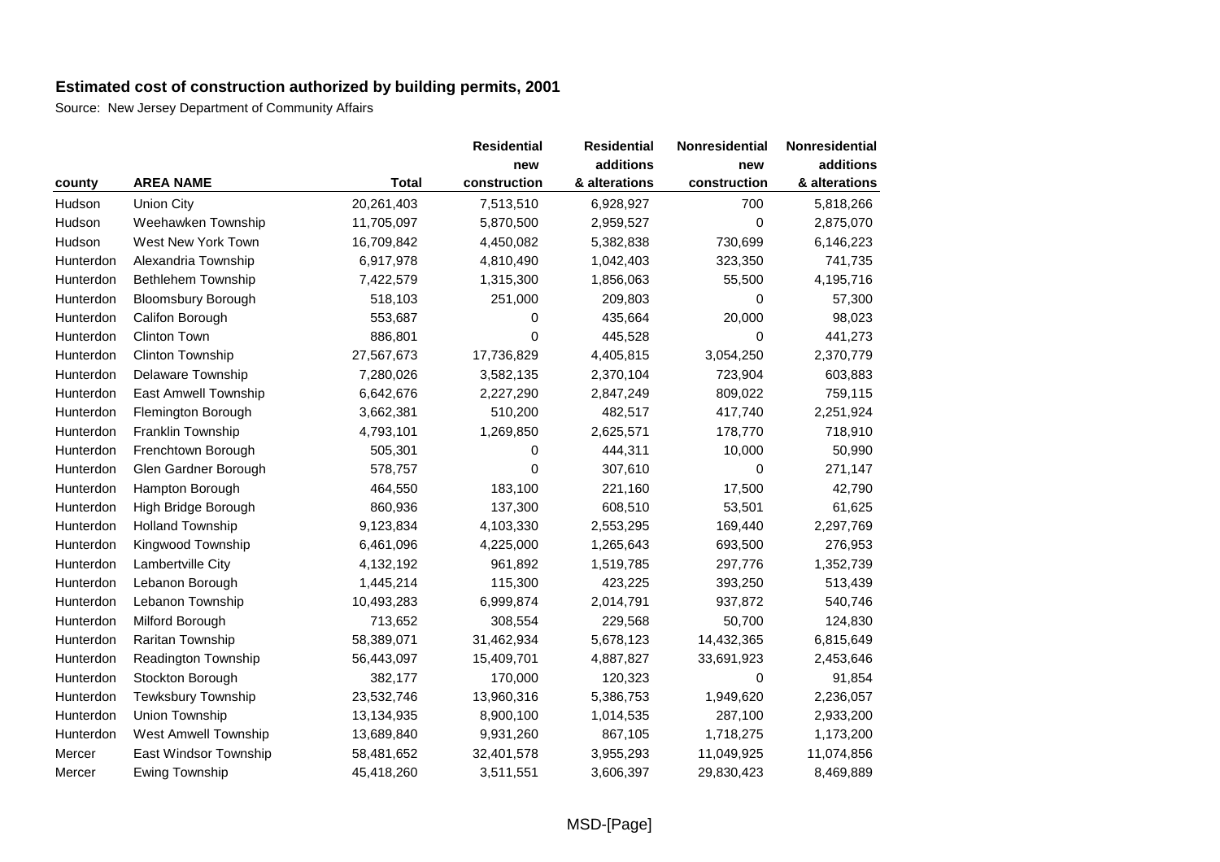## Estimated cost of construction authorized by building permits, 2001

Source: New Jersey Department of Community Affairs

| county | AREA NAME | Total | Residential new construction | Residential additions & alterations | Nonresidential new construction | Nonresidential additions & alterations |
|---|---|---|---|---|---|---|
| Hudson | Union City | 20,261,403 | 7,513,510 | 6,928,927 | 700 | 5,818,266 |
| Hudson | Weehawken Township | 11,705,097 | 5,870,500 | 2,959,527 | 0 | 2,875,070 |
| Hudson | West New York Town | 16,709,842 | 4,450,082 | 5,382,838 | 730,699 | 6,146,223 |
| Hunterdon | Alexandria Township | 6,917,978 | 4,810,490 | 1,042,403 | 323,350 | 741,735 |
| Hunterdon | Bethlehem Township | 7,422,579 | 1,315,300 | 1,856,063 | 55,500 | 4,195,716 |
| Hunterdon | Bloomsbury Borough | 518,103 | 251,000 | 209,803 | 0 | 57,300 |
| Hunterdon | Califon Borough | 553,687 | 0 | 435,664 | 20,000 | 98,023 |
| Hunterdon | Clinton Town | 886,801 | 0 | 445,528 | 0 | 441,273 |
| Hunterdon | Clinton Township | 27,567,673 | 17,736,829 | 4,405,815 | 3,054,250 | 2,370,779 |
| Hunterdon | Delaware Township | 7,280,026 | 3,582,135 | 2,370,104 | 723,904 | 603,883 |
| Hunterdon | East Amwell Township | 6,642,676 | 2,227,290 | 2,847,249 | 809,022 | 759,115 |
| Hunterdon | Flemington Borough | 3,662,381 | 510,200 | 482,517 | 417,740 | 2,251,924 |
| Hunterdon | Franklin Township | 4,793,101 | 1,269,850 | 2,625,571 | 178,770 | 718,910 |
| Hunterdon | Frenchtown Borough | 505,301 | 0 | 444,311 | 10,000 | 50,990 |
| Hunterdon | Glen Gardner Borough | 578,757 | 0 | 307,610 | 0 | 271,147 |
| Hunterdon | Hampton Borough | 464,550 | 183,100 | 221,160 | 17,500 | 42,790 |
| Hunterdon | High Bridge Borough | 860,936 | 137,300 | 608,510 | 53,501 | 61,625 |
| Hunterdon | Holland Township | 9,123,834 | 4,103,330 | 2,553,295 | 169,440 | 2,297,769 |
| Hunterdon | Kingwood Township | 6,461,096 | 4,225,000 | 1,265,643 | 693,500 | 276,953 |
| Hunterdon | Lambertville City | 4,132,192 | 961,892 | 1,519,785 | 297,776 | 1,352,739 |
| Hunterdon | Lebanon Borough | 1,445,214 | 115,300 | 423,225 | 393,250 | 513,439 |
| Hunterdon | Lebanon Township | 10,493,283 | 6,999,874 | 2,014,791 | 937,872 | 540,746 |
| Hunterdon | Milford Borough | 713,652 | 308,554 | 229,568 | 50,700 | 124,830 |
| Hunterdon | Raritan Township | 58,389,071 | 31,462,934 | 5,678,123 | 14,432,365 | 6,815,649 |
| Hunterdon | Readington Township | 56,443,097 | 15,409,701 | 4,887,827 | 33,691,923 | 2,453,646 |
| Hunterdon | Stockton Borough | 382,177 | 170,000 | 120,323 | 0 | 91,854 |
| Hunterdon | Tewksbury Township | 23,532,746 | 13,960,316 | 5,386,753 | 1,949,620 | 2,236,057 |
| Hunterdon | Union Township | 13,134,935 | 8,900,100 | 1,014,535 | 287,100 | 2,933,200 |
| Hunterdon | West Amwell Township | 13,689,840 | 9,931,260 | 867,105 | 1,718,275 | 1,173,200 |
| Mercer | East Windsor Township | 58,481,652 | 32,401,578 | 3,955,293 | 11,049,925 | 11,074,856 |
| Mercer | Ewing Township | 45,418,260 | 3,511,551 | 3,606,397 | 29,830,423 | 8,469,889 |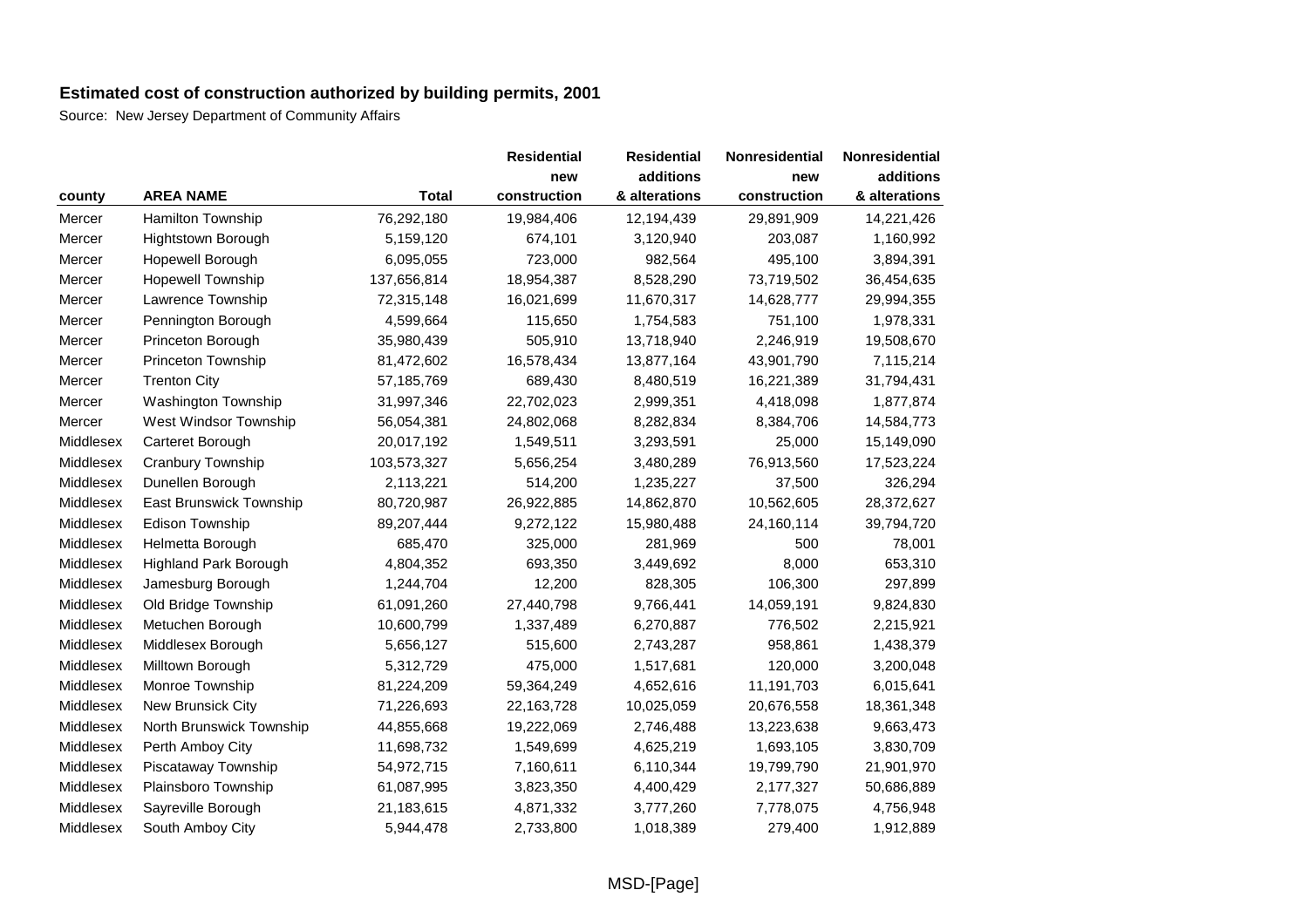# Estimated cost of construction authorized by building permits, 2001

Source: New Jersey Department of Community Affairs

| county | AREA NAME | Total | Residential new construction | Residential additions & alterations | Nonresidential new construction | Nonresidential additions & alterations |
|---|---|---|---|---|---|---|
| Mercer | Hamilton Township | 76,292,180 | 19,984,406 | 12,194,439 | 29,891,909 | 14,221,426 |
| Mercer | Hightstown Borough | 5,159,120 | 674,101 | 3,120,940 | 203,087 | 1,160,992 |
| Mercer | Hopewell Borough | 6,095,055 | 723,000 | 982,564 | 495,100 | 3,894,391 |
| Mercer | Hopewell Township | 137,656,814 | 18,954,387 | 8,528,290 | 73,719,502 | 36,454,635 |
| Mercer | Lawrence Township | 72,315,148 | 16,021,699 | 11,670,317 | 14,628,777 | 29,994,355 |
| Mercer | Pennington Borough | 4,599,664 | 115,650 | 1,754,583 | 751,100 | 1,978,331 |
| Mercer | Princeton Borough | 35,980,439 | 505,910 | 13,718,940 | 2,246,919 | 19,508,670 |
| Mercer | Princeton Township | 81,472,602 | 16,578,434 | 13,877,164 | 43,901,790 | 7,115,214 |
| Mercer | Trenton City | 57,185,769 | 689,430 | 8,480,519 | 16,221,389 | 31,794,431 |
| Mercer | Washington Township | 31,997,346 | 22,702,023 | 2,999,351 | 4,418,098 | 1,877,874 |
| Mercer | West Windsor Township | 56,054,381 | 24,802,068 | 8,282,834 | 8,384,706 | 14,584,773 |
| Middlesex | Carteret Borough | 20,017,192 | 1,549,511 | 3,293,591 | 25,000 | 15,149,090 |
| Middlesex | Cranbury Township | 103,573,327 | 5,656,254 | 3,480,289 | 76,913,560 | 17,523,224 |
| Middlesex | Dunellen Borough | 2,113,221 | 514,200 | 1,235,227 | 37,500 | 326,294 |
| Middlesex | East Brunswick Township | 80,720,987 | 26,922,885 | 14,862,870 | 10,562,605 | 28,372,627 |
| Middlesex | Edison Township | 89,207,444 | 9,272,122 | 15,980,488 | 24,160,114 | 39,794,720 |
| Middlesex | Helmetta Borough | 685,470 | 325,000 | 281,969 | 500 | 78,001 |
| Middlesex | Highland Park Borough | 4,804,352 | 693,350 | 3,449,692 | 8,000 | 653,310 |
| Middlesex | Jamesburg Borough | 1,244,704 | 12,200 | 828,305 | 106,300 | 297,899 |
| Middlesex | Old Bridge Township | 61,091,260 | 27,440,798 | 9,766,441 | 14,059,191 | 9,824,830 |
| Middlesex | Metuchen Borough | 10,600,799 | 1,337,489 | 6,270,887 | 776,502 | 2,215,921 |
| Middlesex | Middlesex Borough | 5,656,127 | 515,600 | 2,743,287 | 958,861 | 1,438,379 |
| Middlesex | Milltown Borough | 5,312,729 | 475,000 | 1,517,681 | 120,000 | 3,200,048 |
| Middlesex | Monroe Township | 81,224,209 | 59,364,249 | 4,652,616 | 11,191,703 | 6,015,641 |
| Middlesex | New Brunsick City | 71,226,693 | 22,163,728 | 10,025,059 | 20,676,558 | 18,361,348 |
| Middlesex | North Brunswick Township | 44,855,668 | 19,222,069 | 2,746,488 | 13,223,638 | 9,663,473 |
| Middlesex | Perth Amboy City | 11,698,732 | 1,549,699 | 4,625,219 | 1,693,105 | 3,830,709 |
| Middlesex | Piscataway Township | 54,972,715 | 7,160,611 | 6,110,344 | 19,799,790 | 21,901,970 |
| Middlesex | Plainsboro Township | 61,087,995 | 3,823,350 | 4,400,429 | 2,177,327 | 50,686,889 |
| Middlesex | Sayreville Borough | 21,183,615 | 4,871,332 | 3,777,260 | 7,778,075 | 4,756,948 |
| Middlesex | South Amboy City | 5,944,478 | 2,733,800 | 1,018,389 | 279,400 | 1,912,889 |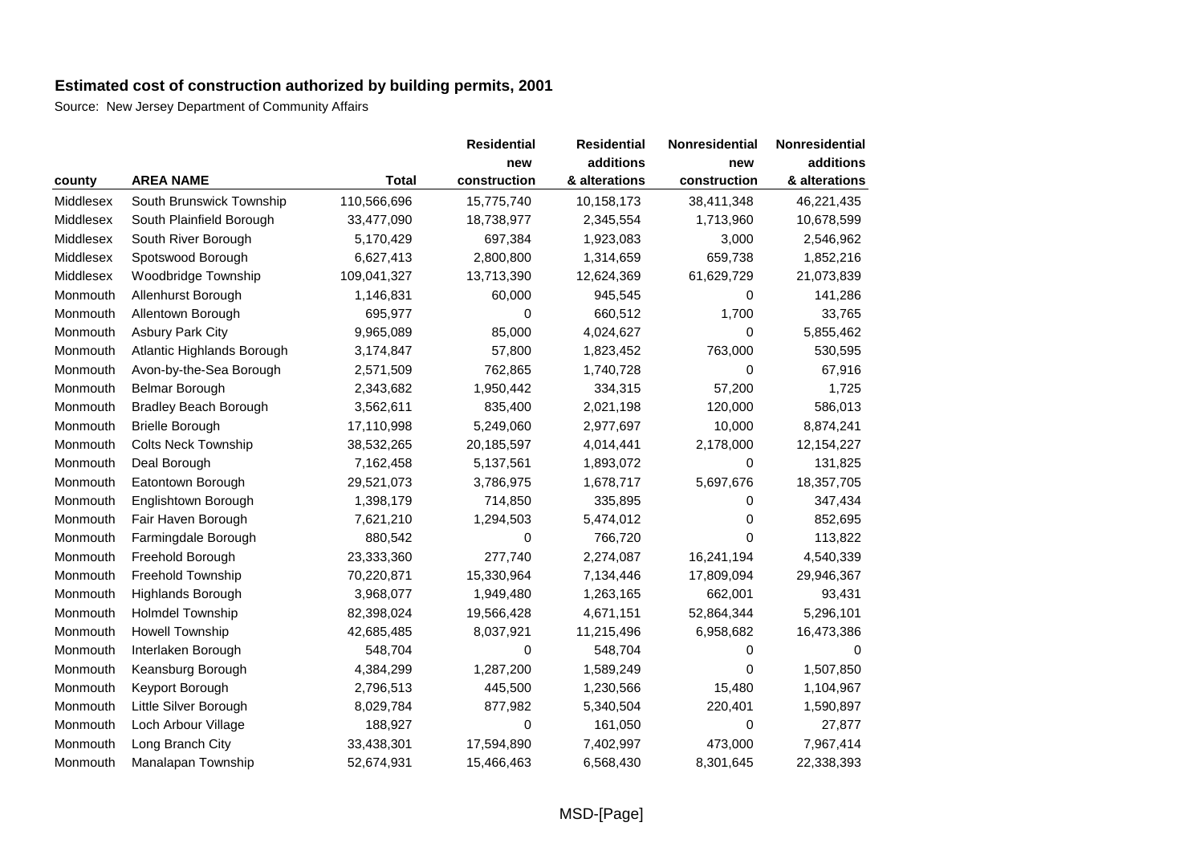## Estimated cost of construction authorized by building permits, 2001

Source: New Jersey Department of Community Affairs

| county | AREA NAME | Total | Residential new construction | Residential additions & alterations | Nonresidential new construction | Nonresidential additions & alterations |
|---|---|---|---|---|---|---|
| Middlesex | South Brunswick Township | 110,566,696 | 15,775,740 | 10,158,173 | 38,411,348 | 46,221,435 |
| Middlesex | South Plainfield Borough | 33,477,090 | 18,738,977 | 2,345,554 | 1,713,960 | 10,678,599 |
| Middlesex | South River Borough | 5,170,429 | 697,384 | 1,923,083 | 3,000 | 2,546,962 |
| Middlesex | Spotswood Borough | 6,627,413 | 2,800,800 | 1,314,659 | 659,738 | 1,852,216 |
| Middlesex | Woodbridge Township | 109,041,327 | 13,713,390 | 12,624,369 | 61,629,729 | 21,073,839 |
| Monmouth | Allenhurst Borough | 1,146,831 | 60,000 | 945,545 | 0 | 141,286 |
| Monmouth | Allentown Borough | 695,977 | 0 | 660,512 | 1,700 | 33,765 |
| Monmouth | Asbury Park City | 9,965,089 | 85,000 | 4,024,627 | 0 | 5,855,462 |
| Monmouth | Atlantic Highlands Borough | 3,174,847 | 57,800 | 1,823,452 | 763,000 | 530,595 |
| Monmouth | Avon-by-the-Sea Borough | 2,571,509 | 762,865 | 1,740,728 | 0 | 67,916 |
| Monmouth | Belmar Borough | 2,343,682 | 1,950,442 | 334,315 | 57,200 | 1,725 |
| Monmouth | Bradley Beach Borough | 3,562,611 | 835,400 | 2,021,198 | 120,000 | 586,013 |
| Monmouth | Brielle Borough | 17,110,998 | 5,249,060 | 2,977,697 | 10,000 | 8,874,241 |
| Monmouth | Colts Neck Township | 38,532,265 | 20,185,597 | 4,014,441 | 2,178,000 | 12,154,227 |
| Monmouth | Deal Borough | 7,162,458 | 5,137,561 | 1,893,072 | 0 | 131,825 |
| Monmouth | Eatontown Borough | 29,521,073 | 3,786,975 | 1,678,717 | 5,697,676 | 18,357,705 |
| Monmouth | Englishtown Borough | 1,398,179 | 714,850 | 335,895 | 0 | 347,434 |
| Monmouth | Fair Haven Borough | 7,621,210 | 1,294,503 | 5,474,012 | 0 | 852,695 |
| Monmouth | Farmingdale Borough | 880,542 | 0 | 766,720 | 0 | 113,822 |
| Monmouth | Freehold Borough | 23,333,360 | 277,740 | 2,274,087 | 16,241,194 | 4,540,339 |
| Monmouth | Freehold Township | 70,220,871 | 15,330,964 | 7,134,446 | 17,809,094 | 29,946,367 |
| Monmouth | Highlands Borough | 3,968,077 | 1,949,480 | 1,263,165 | 662,001 | 93,431 |
| Monmouth | Holmdel Township | 82,398,024 | 19,566,428 | 4,671,151 | 52,864,344 | 5,296,101 |
| Monmouth | Howell Township | 42,685,485 | 8,037,921 | 11,215,496 | 6,958,682 | 16,473,386 |
| Monmouth | Interlaken Borough | 548,704 | 0 | 548,704 | 0 | 0 |
| Monmouth | Keansburg Borough | 4,384,299 | 1,287,200 | 1,589,249 | 0 | 1,507,850 |
| Monmouth | Keyport Borough | 2,796,513 | 445,500 | 1,230,566 | 15,480 | 1,104,967 |
| Monmouth | Little Silver Borough | 8,029,784 | 877,982 | 5,340,504 | 220,401 | 1,590,897 |
| Monmouth | Loch Arbour Village | 188,927 | 0 | 161,050 | 0 | 27,877 |
| Monmouth | Long Branch City | 33,438,301 | 17,594,890 | 7,402,997 | 473,000 | 7,967,414 |
| Monmouth | Manalapan Township | 52,674,931 | 15,466,463 | 6,568,430 | 8,301,645 | 22,338,393 |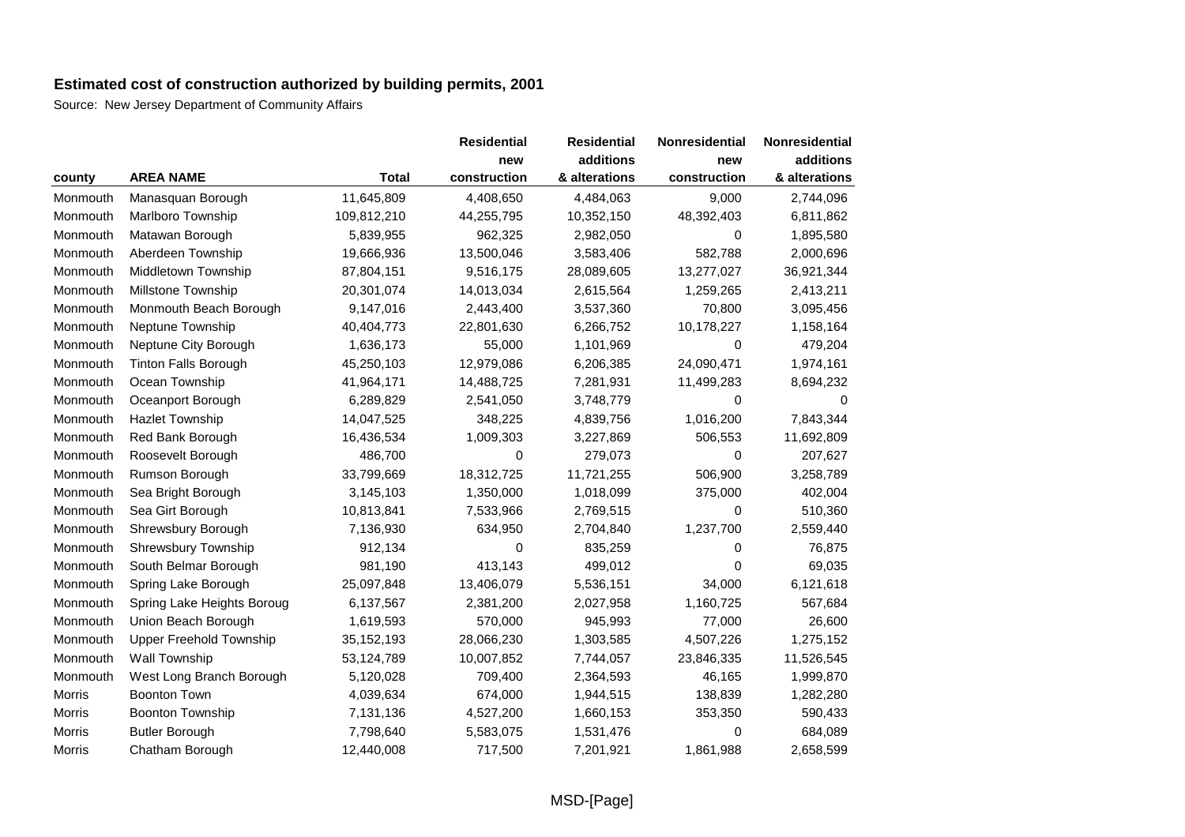# Estimated cost of construction authorized by building permits, 2001

Source: New Jersey Department of Community Affairs

| county | AREA NAME | Total | Residential new construction | Residential additions & alterations | Nonresidential new construction | Nonresidential additions & alterations |
|---|---|---|---|---|---|---|
| Monmouth | Manasquan Borough | 11,645,809 | 4,408,650 | 4,484,063 | 9,000 | 2,744,096 |
| Monmouth | Marlboro Township | 109,812,210 | 44,255,795 | 10,352,150 | 48,392,403 | 6,811,862 |
| Monmouth | Matawan Borough | 5,839,955 | 962,325 | 2,982,050 | 0 | 1,895,580 |
| Monmouth | Aberdeen Township | 19,666,936 | 13,500,046 | 3,583,406 | 582,788 | 2,000,696 |
| Monmouth | Middletown Township | 87,804,151 | 9,516,175 | 28,089,605 | 13,277,027 | 36,921,344 |
| Monmouth | Millstone Township | 20,301,074 | 14,013,034 | 2,615,564 | 1,259,265 | 2,413,211 |
| Monmouth | Monmouth Beach Borough | 9,147,016 | 2,443,400 | 3,537,360 | 70,800 | 3,095,456 |
| Monmouth | Neptune Township | 40,404,773 | 22,801,630 | 6,266,752 | 10,178,227 | 1,158,164 |
| Monmouth | Neptune City Borough | 1,636,173 | 55,000 | 1,101,969 | 0 | 479,204 |
| Monmouth | Tinton Falls Borough | 45,250,103 | 12,979,086 | 6,206,385 | 24,090,471 | 1,974,161 |
| Monmouth | Ocean Township | 41,964,171 | 14,488,725 | 7,281,931 | 11,499,283 | 8,694,232 |
| Monmouth | Oceanport Borough | 6,289,829 | 2,541,050 | 3,748,779 | 0 | 0 |
| Monmouth | Hazlet Township | 14,047,525 | 348,225 | 4,839,756 | 1,016,200 | 7,843,344 |
| Monmouth | Red Bank Borough | 16,436,534 | 1,009,303 | 3,227,869 | 506,553 | 11,692,809 |
| Monmouth | Roosevelt Borough | 486,700 | 0 | 279,073 | 0 | 207,627 |
| Monmouth | Rumson Borough | 33,799,669 | 18,312,725 | 11,721,255 | 506,900 | 3,258,789 |
| Monmouth | Sea Bright Borough | 3,145,103 | 1,350,000 | 1,018,099 | 375,000 | 402,004 |
| Monmouth | Sea Girt Borough | 10,813,841 | 7,533,966 | 2,769,515 | 0 | 510,360 |
| Monmouth | Shrewsbury Borough | 7,136,930 | 634,950 | 2,704,840 | 1,237,700 | 2,559,440 |
| Monmouth | Shrewsbury Township | 912,134 | 0 | 835,259 | 0 | 76,875 |
| Monmouth | South Belmar Borough | 981,190 | 413,143 | 499,012 | 0 | 69,035 |
| Monmouth | Spring Lake Borough | 25,097,848 | 13,406,079 | 5,536,151 | 34,000 | 6,121,618 |
| Monmouth | Spring Lake Heights Boroug | 6,137,567 | 2,381,200 | 2,027,958 | 1,160,725 | 567,684 |
| Monmouth | Union Beach Borough | 1,619,593 | 570,000 | 945,993 | 77,000 | 26,600 |
| Monmouth | Upper Freehold Township | 35,152,193 | 28,066,230 | 1,303,585 | 4,507,226 | 1,275,152 |
| Monmouth | Wall Township | 53,124,789 | 10,007,852 | 7,744,057 | 23,846,335 | 11,526,545 |
| Monmouth | West Long Branch Borough | 5,120,028 | 709,400 | 2,364,593 | 46,165 | 1,999,870 |
| Morris | Boonton Town | 4,039,634 | 674,000 | 1,944,515 | 138,839 | 1,282,280 |
| Morris | Boonton Township | 7,131,136 | 4,527,200 | 1,660,153 | 353,350 | 590,433 |
| Morris | Butler Borough | 7,798,640 | 5,583,075 | 1,531,476 | 0 | 684,089 |
| Morris | Chatham Borough | 12,440,008 | 717,500 | 7,201,921 | 1,861,988 | 2,658,599 |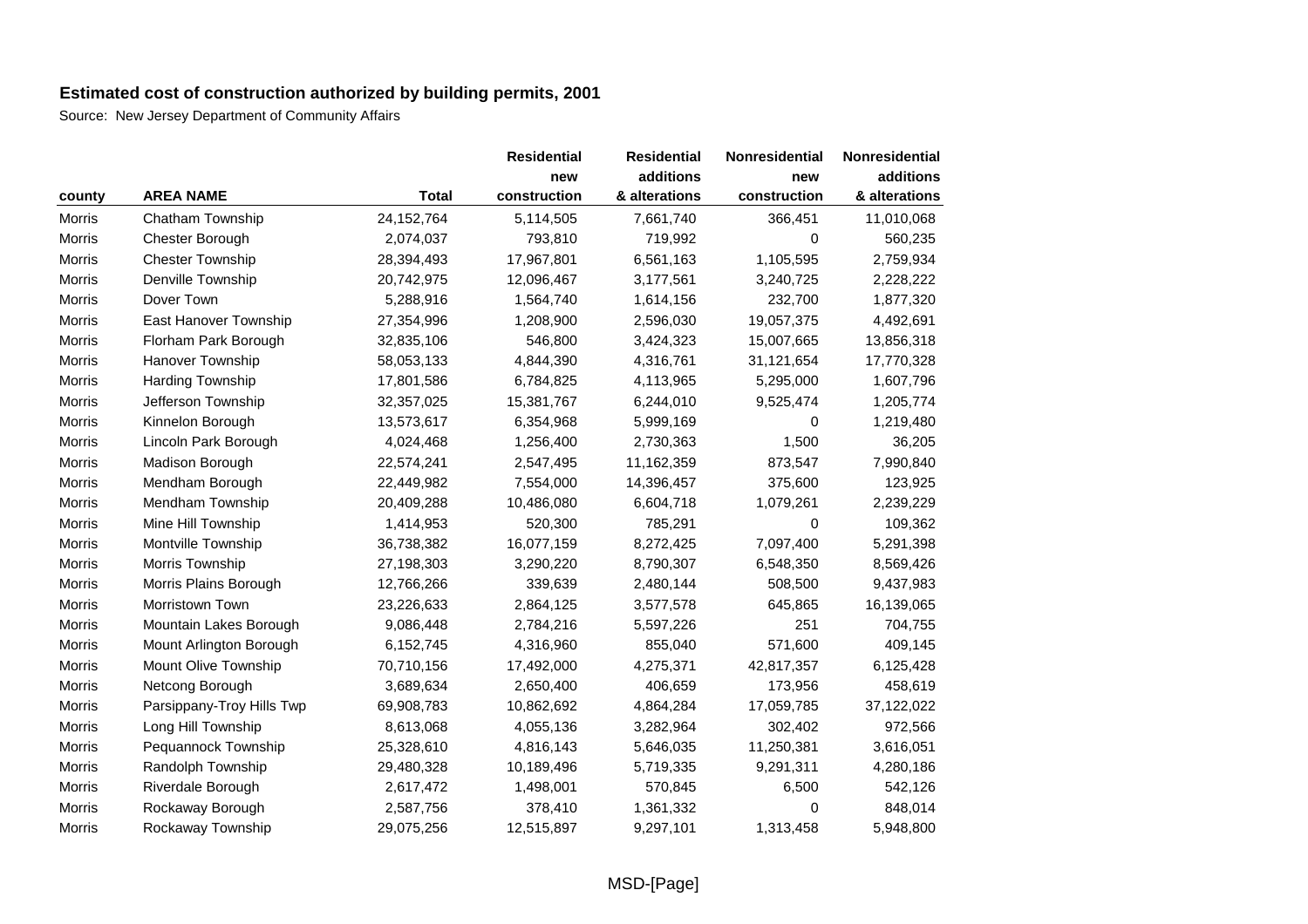## Estimated cost of construction authorized by building permits, 2001

Source: New Jersey Department of Community Affairs

| county | AREA NAME | Total | Residential new construction | Residential additions & alterations | Nonresidential new construction | Nonresidential additions & alterations |
|---|---|---|---|---|---|---|
| Morris | Chatham Township | 24,152,764 | 5,114,505 | 7,661,740 | 366,451 | 11,010,068 |
| Morris | Chester Borough | 2,074,037 | 793,810 | 719,992 | 0 | 560,235 |
| Morris | Chester Township | 28,394,493 | 17,967,801 | 6,561,163 | 1,105,595 | 2,759,934 |
| Morris | Denville Township | 20,742,975 | 12,096,467 | 3,177,561 | 3,240,725 | 2,228,222 |
| Morris | Dover Town | 5,288,916 | 1,564,740 | 1,614,156 | 232,700 | 1,877,320 |
| Morris | East Hanover Township | 27,354,996 | 1,208,900 | 2,596,030 | 19,057,375 | 4,492,691 |
| Morris | Florham Park Borough | 32,835,106 | 546,800 | 3,424,323 | 15,007,665 | 13,856,318 |
| Morris | Hanover Township | 58,053,133 | 4,844,390 | 4,316,761 | 31,121,654 | 17,770,328 |
| Morris | Harding Township | 17,801,586 | 6,784,825 | 4,113,965 | 5,295,000 | 1,607,796 |
| Morris | Jefferson Township | 32,357,025 | 15,381,767 | 6,244,010 | 9,525,474 | 1,205,774 |
| Morris | Kinnelon Borough | 13,573,617 | 6,354,968 | 5,999,169 | 0 | 1,219,480 |
| Morris | Lincoln Park Borough | 4,024,468 | 1,256,400 | 2,730,363 | 1,500 | 36,205 |
| Morris | Madison Borough | 22,574,241 | 2,547,495 | 11,162,359 | 873,547 | 7,990,840 |
| Morris | Mendham Borough | 22,449,982 | 7,554,000 | 14,396,457 | 375,600 | 123,925 |
| Morris | Mendham Township | 20,409,288 | 10,486,080 | 6,604,718 | 1,079,261 | 2,239,229 |
| Morris | Mine Hill Township | 1,414,953 | 520,300 | 785,291 | 0 | 109,362 |
| Morris | Montville Township | 36,738,382 | 16,077,159 | 8,272,425 | 7,097,400 | 5,291,398 |
| Morris | Morris Township | 27,198,303 | 3,290,220 | 8,790,307 | 6,548,350 | 8,569,426 |
| Morris | Morris Plains Borough | 12,766,266 | 339,639 | 2,480,144 | 508,500 | 9,437,983 |
| Morris | Morristown Town | 23,226,633 | 2,864,125 | 3,577,578 | 645,865 | 16,139,065 |
| Morris | Mountain Lakes Borough | 9,086,448 | 2,784,216 | 5,597,226 | 251 | 704,755 |
| Morris | Mount Arlington Borough | 6,152,745 | 4,316,960 | 855,040 | 571,600 | 409,145 |
| Morris | Mount Olive Township | 70,710,156 | 17,492,000 | 4,275,371 | 42,817,357 | 6,125,428 |
| Morris | Netcong Borough | 3,689,634 | 2,650,400 | 406,659 | 173,956 | 458,619 |
| Morris | Parsippany-Troy Hills Twp | 69,908,783 | 10,862,692 | 4,864,284 | 17,059,785 | 37,122,022 |
| Morris | Long Hill Township | 8,613,068 | 4,055,136 | 3,282,964 | 302,402 | 972,566 |
| Morris | Pequannock Township | 25,328,610 | 4,816,143 | 5,646,035 | 11,250,381 | 3,616,051 |
| Morris | Randolph Township | 29,480,328 | 10,189,496 | 5,719,335 | 9,291,311 | 4,280,186 |
| Morris | Riverdale Borough | 2,617,472 | 1,498,001 | 570,845 | 6,500 | 542,126 |
| Morris | Rockaway Borough | 2,587,756 | 378,410 | 1,361,332 | 0 | 848,014 |
| Morris | Rockaway Township | 29,075,256 | 12,515,897 | 9,297,101 | 1,313,458 | 5,948,800 |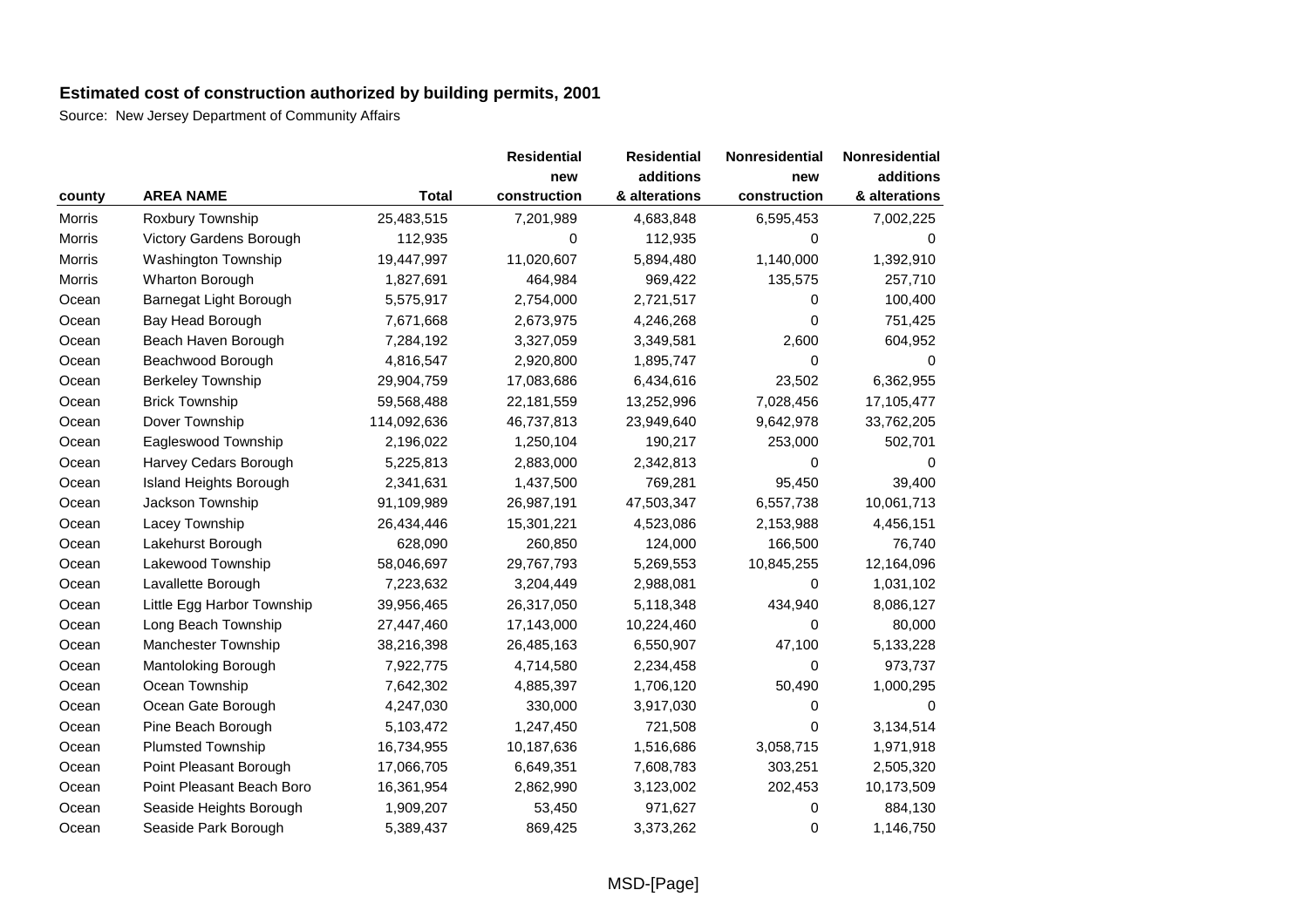## Estimated cost of construction authorized by building permits, 2001

Source: New Jersey Department of Community Affairs

| county | AREA NAME | Total | Residential new construction | Residential additions & alterations | Nonresidential new construction | Nonresidential additions & alterations |
|---|---|---|---|---|---|---|
| Morris | Roxbury Township | 25,483,515 | 7,201,989 | 4,683,848 | 6,595,453 | 7,002,225 |
| Morris | Victory Gardens Borough | 112,935 | 0 | 112,935 | 0 | 0 |
| Morris | Washington Township | 19,447,997 | 11,020,607 | 5,894,480 | 1,140,000 | 1,392,910 |
| Morris | Wharton Borough | 1,827,691 | 464,984 | 969,422 | 135,575 | 257,710 |
| Ocean | Barnegat Light Borough | 5,575,917 | 2,754,000 | 2,721,517 | 0 | 100,400 |
| Ocean | Bay Head Borough | 7,671,668 | 2,673,975 | 4,246,268 | 0 | 751,425 |
| Ocean | Beach Haven Borough | 7,284,192 | 3,327,059 | 3,349,581 | 2,600 | 604,952 |
| Ocean | Beachwood Borough | 4,816,547 | 2,920,800 | 1,895,747 | 0 | 0 |
| Ocean | Berkeley Township | 29,904,759 | 17,083,686 | 6,434,616 | 23,502 | 6,362,955 |
| Ocean | Brick Township | 59,568,488 | 22,181,559 | 13,252,996 | 7,028,456 | 17,105,477 |
| Ocean | Dover Township | 114,092,636 | 46,737,813 | 23,949,640 | 9,642,978 | 33,762,205 |
| Ocean | Eagleswood Township | 2,196,022 | 1,250,104 | 190,217 | 253,000 | 502,701 |
| Ocean | Harvey Cedars Borough | 5,225,813 | 2,883,000 | 2,342,813 | 0 | 0 |
| Ocean | Island Heights Borough | 2,341,631 | 1,437,500 | 769,281 | 95,450 | 39,400 |
| Ocean | Jackson Township | 91,109,989 | 26,987,191 | 47,503,347 | 6,557,738 | 10,061,713 |
| Ocean | Lacey Township | 26,434,446 | 15,301,221 | 4,523,086 | 2,153,988 | 4,456,151 |
| Ocean | Lakehurst Borough | 628,090 | 260,850 | 124,000 | 166,500 | 76,740 |
| Ocean | Lakewood Township | 58,046,697 | 29,767,793 | 5,269,553 | 10,845,255 | 12,164,096 |
| Ocean | Lavallette Borough | 7,223,632 | 3,204,449 | 2,988,081 | 0 | 1,031,102 |
| Ocean | Little Egg Harbor Township | 39,956,465 | 26,317,050 | 5,118,348 | 434,940 | 8,086,127 |
| Ocean | Long Beach Township | 27,447,460 | 17,143,000 | 10,224,460 | 0 | 80,000 |
| Ocean | Manchester Township | 38,216,398 | 26,485,163 | 6,550,907 | 47,100 | 5,133,228 |
| Ocean | Mantoloking Borough | 7,922,775 | 4,714,580 | 2,234,458 | 0 | 973,737 |
| Ocean | Ocean Township | 7,642,302 | 4,885,397 | 1,706,120 | 50,490 | 1,000,295 |
| Ocean | Ocean Gate Borough | 4,247,030 | 330,000 | 3,917,030 | 0 | 0 |
| Ocean | Pine Beach Borough | 5,103,472 | 1,247,450 | 721,508 | 0 | 3,134,514 |
| Ocean | Plumsted Township | 16,734,955 | 10,187,636 | 1,516,686 | 3,058,715 | 1,971,918 |
| Ocean | Point Pleasant Borough | 17,066,705 | 6,649,351 | 7,608,783 | 303,251 | 2,505,320 |
| Ocean | Point Pleasant Beach Boro | 16,361,954 | 2,862,990 | 3,123,002 | 202,453 | 10,173,509 |
| Ocean | Seaside Heights Borough | 1,909,207 | 53,450 | 971,627 | 0 | 884,130 |
| Ocean | Seaside Park Borough | 5,389,437 | 869,425 | 3,373,262 | 0 | 1,146,750 |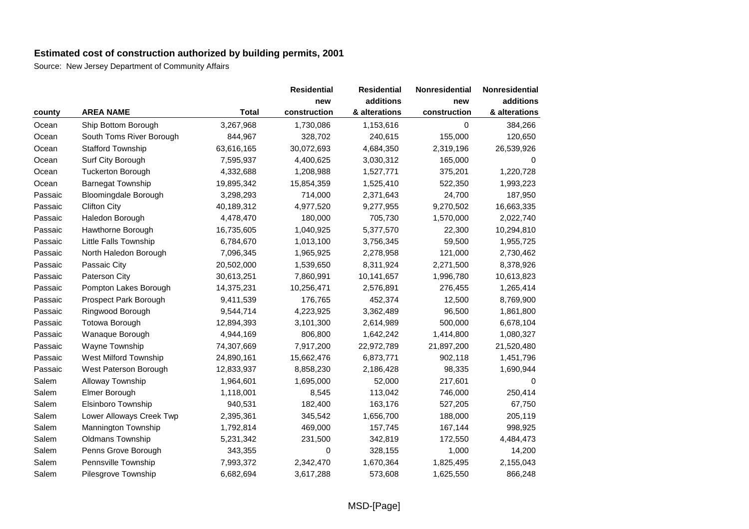# Estimated cost of construction authorized by building permits, 2001

Source: New Jersey Department of Community Affairs

| county | AREA NAME | Total | Residential new construction | Residential additions & alterations | Nonresidential new construction | Nonresidential additions & alterations |
|---|---|---|---|---|---|---|
| Ocean | Ship Bottom Borough | 3,267,968 | 1,730,086 | 1,153,616 | 0 | 384,266 |
| Ocean | South Toms River Borough | 844,967 | 328,702 | 240,615 | 155,000 | 120,650 |
| Ocean | Stafford Township | 63,616,165 | 30,072,693 | 4,684,350 | 2,319,196 | 26,539,926 |
| Ocean | Surf City Borough | 7,595,937 | 4,400,625 | 3,030,312 | 165,000 | 0 |
| Ocean | Tuckerton Borough | 4,332,688 | 1,208,988 | 1,527,771 | 375,201 | 1,220,728 |
| Ocean | Barnegat Township | 19,895,342 | 15,854,359 | 1,525,410 | 522,350 | 1,993,223 |
| Passaic | Bloomingdale Borough | 3,298,293 | 714,000 | 2,371,643 | 24,700 | 187,950 |
| Passaic | Clifton City | 40,189,312 | 4,977,520 | 9,277,955 | 9,270,502 | 16,663,335 |
| Passaic | Haledon Borough | 4,478,470 | 180,000 | 705,730 | 1,570,000 | 2,022,740 |
| Passaic | Hawthorne Borough | 16,735,605 | 1,040,925 | 5,377,570 | 22,300 | 10,294,810 |
| Passaic | Little Falls Township | 6,784,670 | 1,013,100 | 3,756,345 | 59,500 | 1,955,725 |
| Passaic | North Haledon Borough | 7,096,345 | 1,965,925 | 2,278,958 | 121,000 | 2,730,462 |
| Passaic | Passaic City | 20,502,000 | 1,539,650 | 8,311,924 | 2,271,500 | 8,378,926 |
| Passaic | Paterson City | 30,613,251 | 7,860,991 | 10,141,657 | 1,996,780 | 10,613,823 |
| Passaic | Pompton Lakes Borough | 14,375,231 | 10,256,471 | 2,576,891 | 276,455 | 1,265,414 |
| Passaic | Prospect Park Borough | 9,411,539 | 176,765 | 452,374 | 12,500 | 8,769,900 |
| Passaic | Ringwood Borough | 9,544,714 | 4,223,925 | 3,362,489 | 96,500 | 1,861,800 |
| Passaic | Totowa Borough | 12,894,393 | 3,101,300 | 2,614,989 | 500,000 | 6,678,104 |
| Passaic | Wanaque Borough | 4,944,169 | 806,800 | 1,642,242 | 1,414,800 | 1,080,327 |
| Passaic | Wayne Township | 74,307,669 | 7,917,200 | 22,972,789 | 21,897,200 | 21,520,480 |
| Passaic | West Milford Township | 24,890,161 | 15,662,476 | 6,873,771 | 902,118 | 1,451,796 |
| Passaic | West Paterson Borough | 12,833,937 | 8,858,230 | 2,186,428 | 98,335 | 1,690,944 |
| Salem | Alloway Township | 1,964,601 | 1,695,000 | 52,000 | 217,601 | 0 |
| Salem | Elmer Borough | 1,118,001 | 8,545 | 113,042 | 746,000 | 250,414 |
| Salem | Elsinboro Township | 940,531 | 182,400 | 163,176 | 527,205 | 67,750 |
| Salem | Lower Alloways Creek Twp | 2,395,361 | 345,542 | 1,656,700 | 188,000 | 205,119 |
| Salem | Mannington Township | 1,792,814 | 469,000 | 157,745 | 167,144 | 998,925 |
| Salem | Oldmans Township | 5,231,342 | 231,500 | 342,819 | 172,550 | 4,484,473 |
| Salem | Penns Grove Borough | 343,355 | 0 | 328,155 | 1,000 | 14,200 |
| Salem | Pennsville Township | 7,993,372 | 2,342,470 | 1,670,364 | 1,825,495 | 2,155,043 |
| Salem | Pilesgrove Township | 6,682,694 | 3,617,288 | 573,608 | 1,625,550 | 866,248 |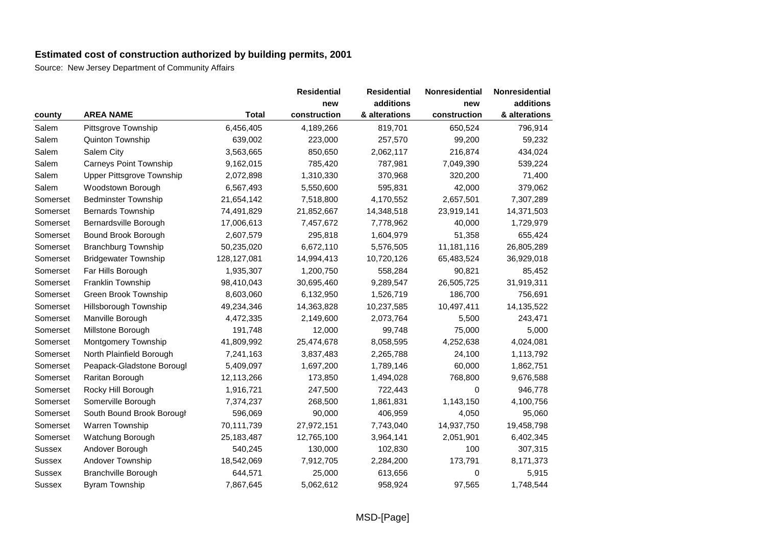# Estimated cost of construction authorized by building permits, 2001

Source: New Jersey Department of Community Affairs

| county | AREA NAME | Total | Residential new construction | Residential additions & alterations | Nonresidential new construction | Nonresidential additions & alterations |
|---|---|---|---|---|---|---|
| Salem | Pittsgrove Township | 6,456,405 | 4,189,266 | 819,701 | 650,524 | 796,914 |
| Salem | Quinton Township | 639,002 | 223,000 | 257,570 | 99,200 | 59,232 |
| Salem | Salem City | 3,563,665 | 850,650 | 2,062,117 | 216,874 | 434,024 |
| Salem | Carneys Point Township | 9,162,015 | 785,420 | 787,981 | 7,049,390 | 539,224 |
| Salem | Upper Pittsgrove Township | 2,072,898 | 1,310,330 | 370,968 | 320,200 | 71,400 |
| Salem | Woodstown Borough | 6,567,493 | 5,550,600 | 595,831 | 42,000 | 379,062 |
| Somerset | Bedminster Township | 21,654,142 | 7,518,800 | 4,170,552 | 2,657,501 | 7,307,289 |
| Somerset | Bernards Township | 74,491,829 | 21,852,667 | 14,348,518 | 23,919,141 | 14,371,503 |
| Somerset | Bernardsville Borough | 17,006,613 | 7,457,672 | 7,778,962 | 40,000 | 1,729,979 |
| Somerset | Bound Brook Borough | 2,607,579 | 295,818 | 1,604,979 | 51,358 | 655,424 |
| Somerset | Branchburg Township | 50,235,020 | 6,672,110 | 5,576,505 | 11,181,116 | 26,805,289 |
| Somerset | Bridgewater Township | 128,127,081 | 14,994,413 | 10,720,126 | 65,483,524 | 36,929,018 |
| Somerset | Far Hills Borough | 1,935,307 | 1,200,750 | 558,284 | 90,821 | 85,452 |
| Somerset | Franklin Township | 98,410,043 | 30,695,460 | 9,289,547 | 26,505,725 | 31,919,311 |
| Somerset | Green Brook Township | 8,603,060 | 6,132,950 | 1,526,719 | 186,700 | 756,691 |
| Somerset | Hillsborough Township | 49,234,346 | 14,363,828 | 10,237,585 | 10,497,411 | 14,135,522 |
| Somerset | Manville Borough | 4,472,335 | 2,149,600 | 2,073,764 | 5,500 | 243,471 |
| Somerset | Millstone Borough | 191,748 | 12,000 | 99,748 | 75,000 | 5,000 |
| Somerset | Montgomery Township | 41,809,992 | 25,474,678 | 8,058,595 | 4,252,638 | 4,024,081 |
| Somerset | North Plainfield Borough | 7,241,163 | 3,837,483 | 2,265,788 | 24,100 | 1,113,792 |
| Somerset | Peapack-Gladstone Borougl | 5,409,097 | 1,697,200 | 1,789,146 | 60,000 | 1,862,751 |
| Somerset | Raritan Borough | 12,113,266 | 173,850 | 1,494,028 | 768,800 | 9,676,588 |
| Somerset | Rocky Hill Borough | 1,916,721 | 247,500 | 722,443 | 0 | 946,778 |
| Somerset | Somerville Borough | 7,374,237 | 268,500 | 1,861,831 | 1,143,150 | 4,100,756 |
| Somerset | South Bound Brook Borough | 596,069 | 90,000 | 406,959 | 4,050 | 95,060 |
| Somerset | Warren Township | 70,111,739 | 27,972,151 | 7,743,040 | 14,937,750 | 19,458,798 |
| Somerset | Watchung Borough | 25,183,487 | 12,765,100 | 3,964,141 | 2,051,901 | 6,402,345 |
| Sussex | Andover Borough | 540,245 | 130,000 | 102,830 | 100 | 307,315 |
| Sussex | Andover Township | 18,542,069 | 7,912,705 | 2,284,200 | 173,791 | 8,171,373 |
| Sussex | Branchville Borough | 644,571 | 25,000 | 613,656 | 0 | 5,915 |
| Sussex | Byram Township | 7,867,645 | 5,062,612 | 958,924 | 97,565 | 1,748,544 |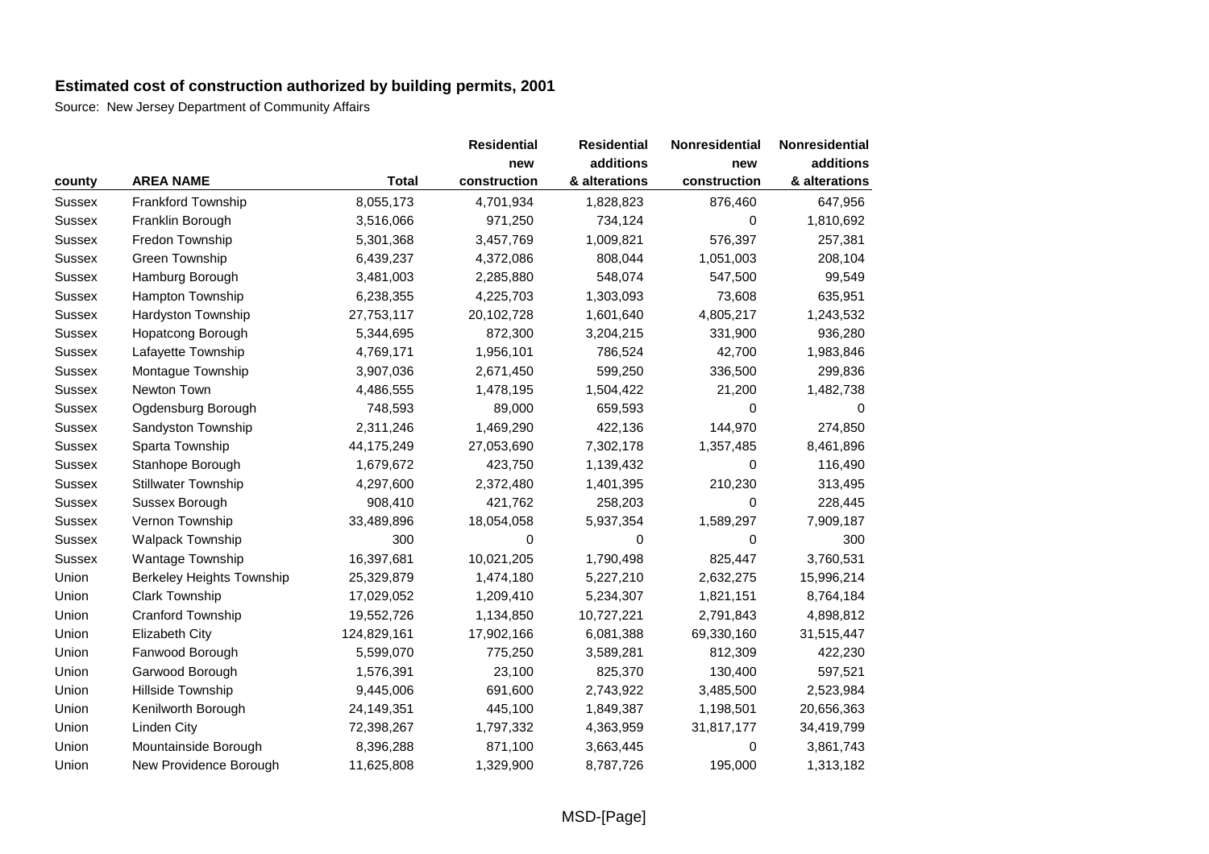## Estimated cost of construction authorized by building permits, 2001

Source: New Jersey Department of Community Affairs

| county | AREA NAME | Total | Residential new construction | Residential additions & alterations | Nonresidential new construction | Nonresidential additions & alterations |
|---|---|---|---|---|---|---|
| Sussex | Frankford Township | 8,055,173 | 4,701,934 | 1,828,823 | 876,460 | 647,956 |
| Sussex | Franklin Borough | 3,516,066 | 971,250 | 734,124 | 0 | 1,810,692 |
| Sussex | Fredon Township | 5,301,368 | 3,457,769 | 1,009,821 | 576,397 | 257,381 |
| Sussex | Green Township | 6,439,237 | 4,372,086 | 808,044 | 1,051,003 | 208,104 |
| Sussex | Hamburg Borough | 3,481,003 | 2,285,880 | 548,074 | 547,500 | 99,549 |
| Sussex | Hampton Township | 6,238,355 | 4,225,703 | 1,303,093 | 73,608 | 635,951 |
| Sussex | Hardyston Township | 27,753,117 | 20,102,728 | 1,601,640 | 4,805,217 | 1,243,532 |
| Sussex | Hopatcong Borough | 5,344,695 | 872,300 | 3,204,215 | 331,900 | 936,280 |
| Sussex | Lafayette Township | 4,769,171 | 1,956,101 | 786,524 | 42,700 | 1,983,846 |
| Sussex | Montague Township | 3,907,036 | 2,671,450 | 599,250 | 336,500 | 299,836 |
| Sussex | Newton Town | 4,486,555 | 1,478,195 | 1,504,422 | 21,200 | 1,482,738 |
| Sussex | Ogdensburg Borough | 748,593 | 89,000 | 659,593 | 0 | 0 |
| Sussex | Sandyston Township | 2,311,246 | 1,469,290 | 422,136 | 144,970 | 274,850 |
| Sussex | Sparta Township | 44,175,249 | 27,053,690 | 7,302,178 | 1,357,485 | 8,461,896 |
| Sussex | Stanhope Borough | 1,679,672 | 423,750 | 1,139,432 | 0 | 116,490 |
| Sussex | Stillwater Township | 4,297,600 | 2,372,480 | 1,401,395 | 210,230 | 313,495 |
| Sussex | Sussex Borough | 908,410 | 421,762 | 258,203 | 0 | 228,445 |
| Sussex | Vernon Township | 33,489,896 | 18,054,058 | 5,937,354 | 1,589,297 | 7,909,187 |
| Sussex | Walpack Township | 300 | 0 | 0 | 0 | 300 |
| Sussex | Wantage Township | 16,397,681 | 10,021,205 | 1,790,498 | 825,447 | 3,760,531 |
| Union | Berkeley Heights Township | 25,329,879 | 1,474,180 | 5,227,210 | 2,632,275 | 15,996,214 |
| Union | Clark Township | 17,029,052 | 1,209,410 | 5,234,307 | 1,821,151 | 8,764,184 |
| Union | Cranford Township | 19,552,726 | 1,134,850 | 10,727,221 | 2,791,843 | 4,898,812 |
| Union | Elizabeth City | 124,829,161 | 17,902,166 | 6,081,388 | 69,330,160 | 31,515,447 |
| Union | Fanwood Borough | 5,599,070 | 775,250 | 3,589,281 | 812,309 | 422,230 |
| Union | Garwood Borough | 1,576,391 | 23,100 | 825,370 | 130,400 | 597,521 |
| Union | Hillside Township | 9,445,006 | 691,600 | 2,743,922 | 3,485,500 | 2,523,984 |
| Union | Kenilworth Borough | 24,149,351 | 445,100 | 1,849,387 | 1,198,501 | 20,656,363 |
| Union | Linden City | 72,398,267 | 1,797,332 | 4,363,959 | 31,817,177 | 34,419,799 |
| Union | Mountainside Borough | 8,396,288 | 871,100 | 3,663,445 | 0 | 3,861,743 |
| Union | New Providence Borough | 11,625,808 | 1,329,900 | 8,787,726 | 195,000 | 1,313,182 |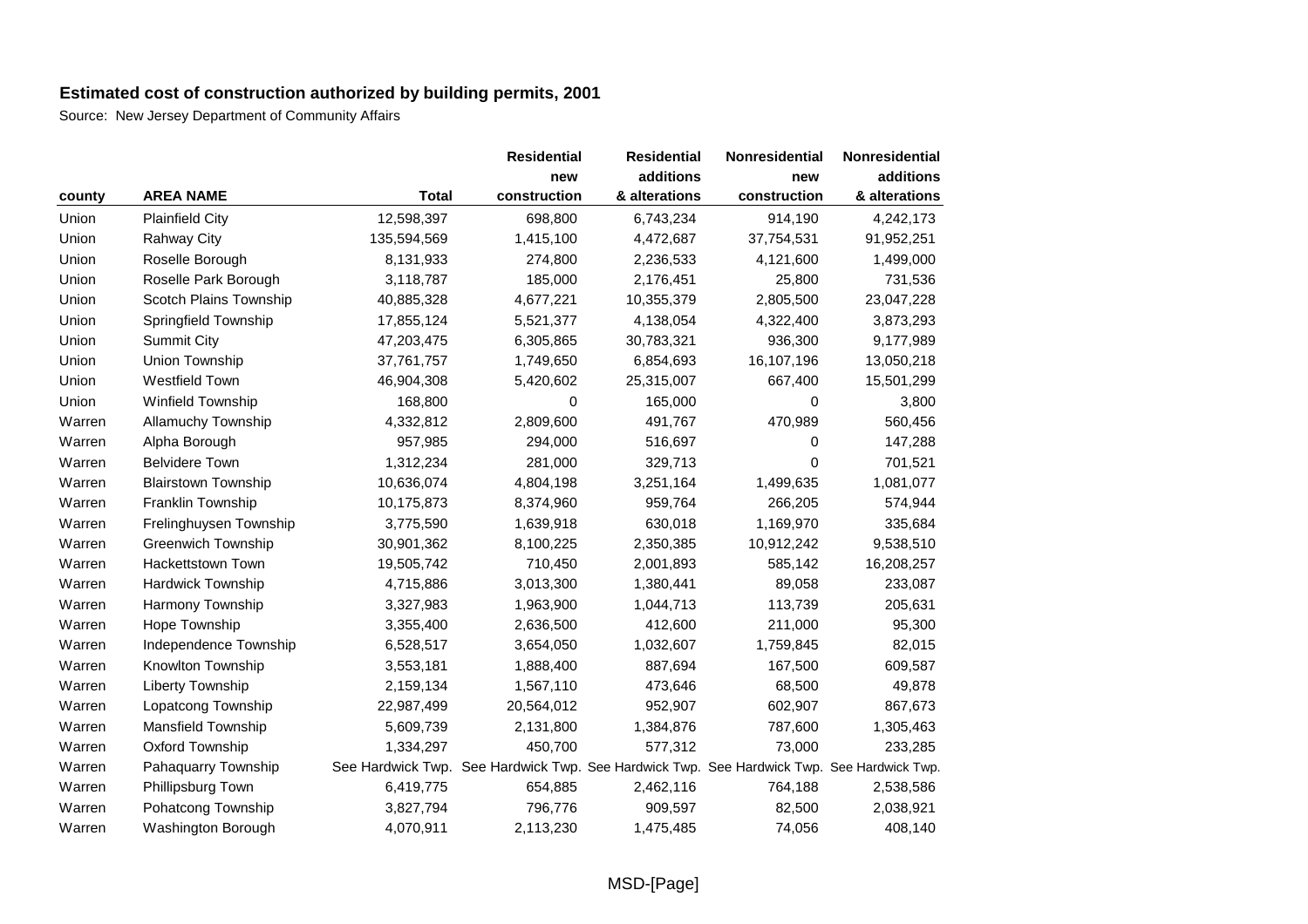## Estimated cost of construction authorized by building permits, 2001

Source: New Jersey Department of Community Affairs

| county | AREA NAME | Total | Residential new construction | Residential additions & alterations | Nonresidential new construction | Nonresidential additions & alterations |
|---|---|---|---|---|---|---|
| Union | Plainfield City | 12,598,397 | 698,800 | 6,743,234 | 914,190 | 4,242,173 |
| Union | Rahway City | 135,594,569 | 1,415,100 | 4,472,687 | 37,754,531 | 91,952,251 |
| Union | Roselle Borough | 8,131,933 | 274,800 | 2,236,533 | 4,121,600 | 1,499,000 |
| Union | Roselle Park Borough | 3,118,787 | 185,000 | 2,176,451 | 25,800 | 731,536 |
| Union | Scotch Plains Township | 40,885,328 | 4,677,221 | 10,355,379 | 2,805,500 | 23,047,228 |
| Union | Springfield Township | 17,855,124 | 5,521,377 | 4,138,054 | 4,322,400 | 3,873,293 |
| Union | Summit City | 47,203,475 | 6,305,865 | 30,783,321 | 936,300 | 9,177,989 |
| Union | Union Township | 37,761,757 | 1,749,650 | 6,854,693 | 16,107,196 | 13,050,218 |
| Union | Westfield Town | 46,904,308 | 5,420,602 | 25,315,007 | 667,400 | 15,501,299 |
| Union | Winfield Township | 168,800 | 0 | 165,000 | 0 | 3,800 |
| Warren | Allamuchy Township | 4,332,812 | 2,809,600 | 491,767 | 470,989 | 560,456 |
| Warren | Alpha Borough | 957,985 | 294,000 | 516,697 | 0 | 147,288 |
| Warren | Belvidere Town | 1,312,234 | 281,000 | 329,713 | 0 | 701,521 |
| Warren | Blairstown Township | 10,636,074 | 4,804,198 | 3,251,164 | 1,499,635 | 1,081,077 |
| Warren | Franklin Township | 10,175,873 | 8,374,960 | 959,764 | 266,205 | 574,944 |
| Warren | Frelinghuysen Township | 3,775,590 | 1,639,918 | 630,018 | 1,169,970 | 335,684 |
| Warren | Greenwich Township | 30,901,362 | 8,100,225 | 2,350,385 | 10,912,242 | 9,538,510 |
| Warren | Hackettstown Town | 19,505,742 | 710,450 | 2,001,893 | 585,142 | 16,208,257 |
| Warren | Hardwick Township | 4,715,886 | 3,013,300 | 1,380,441 | 89,058 | 233,087 |
| Warren | Harmony Township | 3,327,983 | 1,963,900 | 1,044,713 | 113,739 | 205,631 |
| Warren | Hope Township | 3,355,400 | 2,636,500 | 412,600 | 211,000 | 95,300 |
| Warren | Independence Township | 6,528,517 | 3,654,050 | 1,032,607 | 1,759,845 | 82,015 |
| Warren | Knowlton Township | 3,553,181 | 1,888,400 | 887,694 | 167,500 | 609,587 |
| Warren | Liberty Township | 2,159,134 | 1,567,110 | 473,646 | 68,500 | 49,878 |
| Warren | Lopatcong Township | 22,987,499 | 20,564,012 | 952,907 | 602,907 | 867,673 |
| Warren | Mansfield Township | 5,609,739 | 2,131,800 | 1,384,876 | 787,600 | 1,305,463 |
| Warren | Oxford Township | 1,334,297 | 450,700 | 577,312 | 73,000 | 233,285 |
| Warren | Pahaquarry Township | See Hardwick Twp. | See Hardwick Twp. | See Hardwick Twp. | See Hardwick Twp. | See Hardwick Twp. |
| Warren | Phillipsburg Town | 6,419,775 | 654,885 | 2,462,116 | 764,188 | 2,538,586 |
| Warren | Pohatcong Township | 3,827,794 | 796,776 | 909,597 | 82,500 | 2,038,921 |
| Warren | Washington Borough | 4,070,911 | 2,113,230 | 1,475,485 | 74,056 | 408,140 |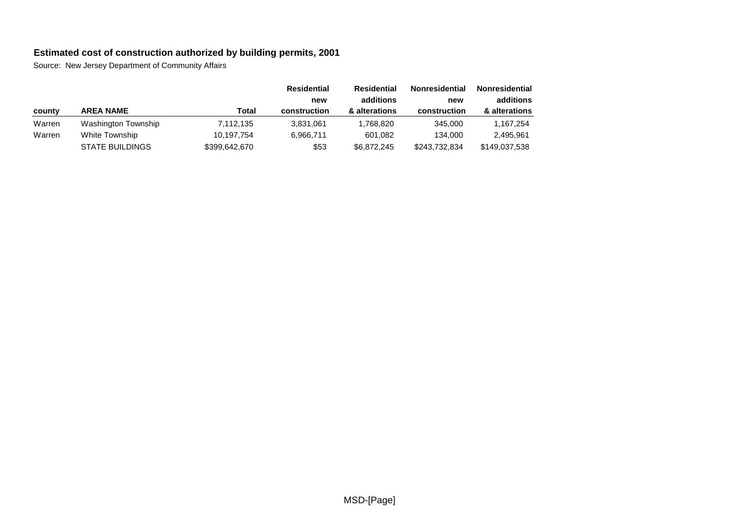**Estimated cost of construction authorized by building permits, 2001**

Source: New Jersey Department of Community Affairs

| county | AREA NAME | Total | Residential new construction | Residential additions & alterations | Nonresidential new construction | Nonresidential additions & alterations |
|---|---|---|---|---|---|---|
| Warren | Washington Township | 7,112,135 | 3,831,061 | 1,768,820 | 345,000 | 1,167,254 |
| Warren | White Township | 10,197,754 | 6,966,711 | 601,082 | 134,000 | 2,495,961 |
| | STATE BUILDINGS | $399,642,670 | $53 | $6,872,245 | $243,732,834 | $149,037,538 |